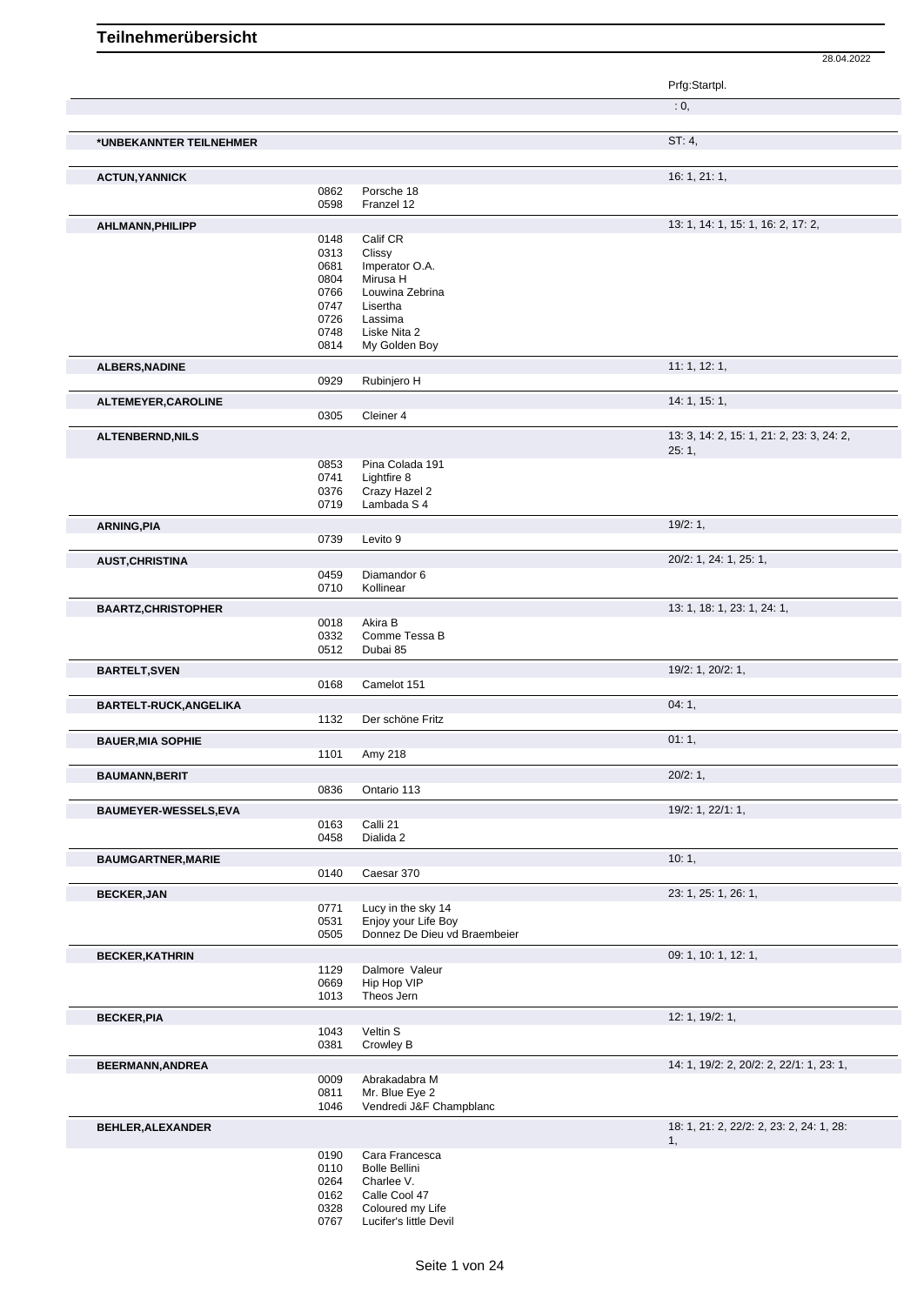# Teilnehmerübersicht

28.04.2022

| Teilnehmer | Nr. | Pferd | Prfg:Startpl. |
|---|---|---|---|
| | | | : 0, |
| *UNBEKANNTER TEILNEHMER | | | ST: 4, |
| ACTUN,YANNICK | | | 16: 1, 21: 1, |
| | 0862 | Porsche 18 | |
| | 0598 | Franzel 12 | |
| AHLMANN,PHILIPP | | | 13: 1, 14: 1, 15: 1, 16: 2, 17: 2, |
| | 0148 | Calif CR | |
| | 0313 | Clissy | |
| | 0681 | Imperator O.A. | |
| | 0804 | Mirusa H | |
| | 0766 | Louwina Zebrina | |
| | 0747 | Lisertha | |
| | 0726 | Lassima | |
| | 0748 | Liske Nita 2 | |
| | 0814 | My Golden Boy | |
| ALBERS,NADINE | | | 11: 1, 12: 1, |
| | 0929 | Rubinjero H | |
| ALTEMEYER,CAROLINE | | | 14: 1, 15: 1, |
| | 0305 | Cleiner 4 | |
| ALTENBERND,NILS | | | 13: 3, 14: 2, 15: 1, 21: 2, 23: 3, 24: 2, 25: 1, |
| | 0853 | Pina Colada 191 | |
| | 0741 | Lightfire 8 | |
| | 0376 | Crazy Hazel 2 | |
| | 0719 | Lambada S 4 | |
| ARNING,PIA | | | 19/2: 1, |
| | 0739 | Levito 9 | |
| AUST,CHRISTINA | | | 20/2: 1, 24: 1, 25: 1, |
| | 0459 | Diamandor 6 | |
| | 0710 | Kollinear | |
| BAARTZ,CHRISTOPHER | | | 13: 1, 18: 1, 23: 1, 24: 1, |
| | 0018 | Akira B | |
| | 0332 | Comme Tessa B | |
| | 0512 | Dubai 85 | |
| BARTELT,SVEN | | | 19/2: 1, 20/2: 1, |
| | 0168 | Camelot 151 | |
| BARTELT-RUCK,ANGELIKA | | | 04: 1, |
| | 1132 | Der schöne Fritz | |
| BAUER,MIA SOPHIE | | | 01: 1, |
| | 1101 | Amy 218 | |
| BAUMANN,BERIT | | | 20/2: 1, |
| | 0836 | Ontario 113 | |
| BAUMEYER-WESSELS,EVA | | | 19/2: 1, 22/1: 1, |
| | 0163 | Calli 21 | |
| | 0458 | Dialida 2 | |
| BAUMGARTNER,MARIE | | | 10: 1, |
| | 0140 | Caesar 370 | |
| BECKER,JAN | | | 23: 1, 25: 1, 26: 1, |
| | 0771 | Lucy in the sky 14 | |
| | 0531 | Enjoy your Life Boy | |
| | 0505 | Donnez De Dieu vd Braembeier | |
| BECKER,KATHRIN | | | 09: 1, 10: 1, 12: 1, |
| | 1129 | Dalmore Valeur | |
| | 0669 | Hip Hop VIP | |
| | 1013 | Theos Jern | |
| BECKER,PIA | | | 12: 1, 19/2: 1, |
| | 1043 | Veltin S | |
| | 0381 | Crowley B | |
| BEERMANN,ANDREA | | | 14: 1, 19/2: 2, 20/2: 2, 22/1: 1, 23: 1, |
| | 0009 | Abrakadabra M | |
| | 0811 | Mr. Blue Eye 2 | |
| | 1046 | Vendredi J&F Champblanc | |
| BEHLER,ALEXANDER | | | 18: 1, 21: 2, 22/2: 2, 23: 2, 24: 1, 28: 1, |
| | 0190 | Cara Francesca | |
| | 0110 | Bolle Bellini | |
| | 0264 | Charlee V. | |
| | 0162 | Calle Cool 47 | |
| | 0328 | Coloured my Life | |
| | 0767 | Lucifer's little Devil | |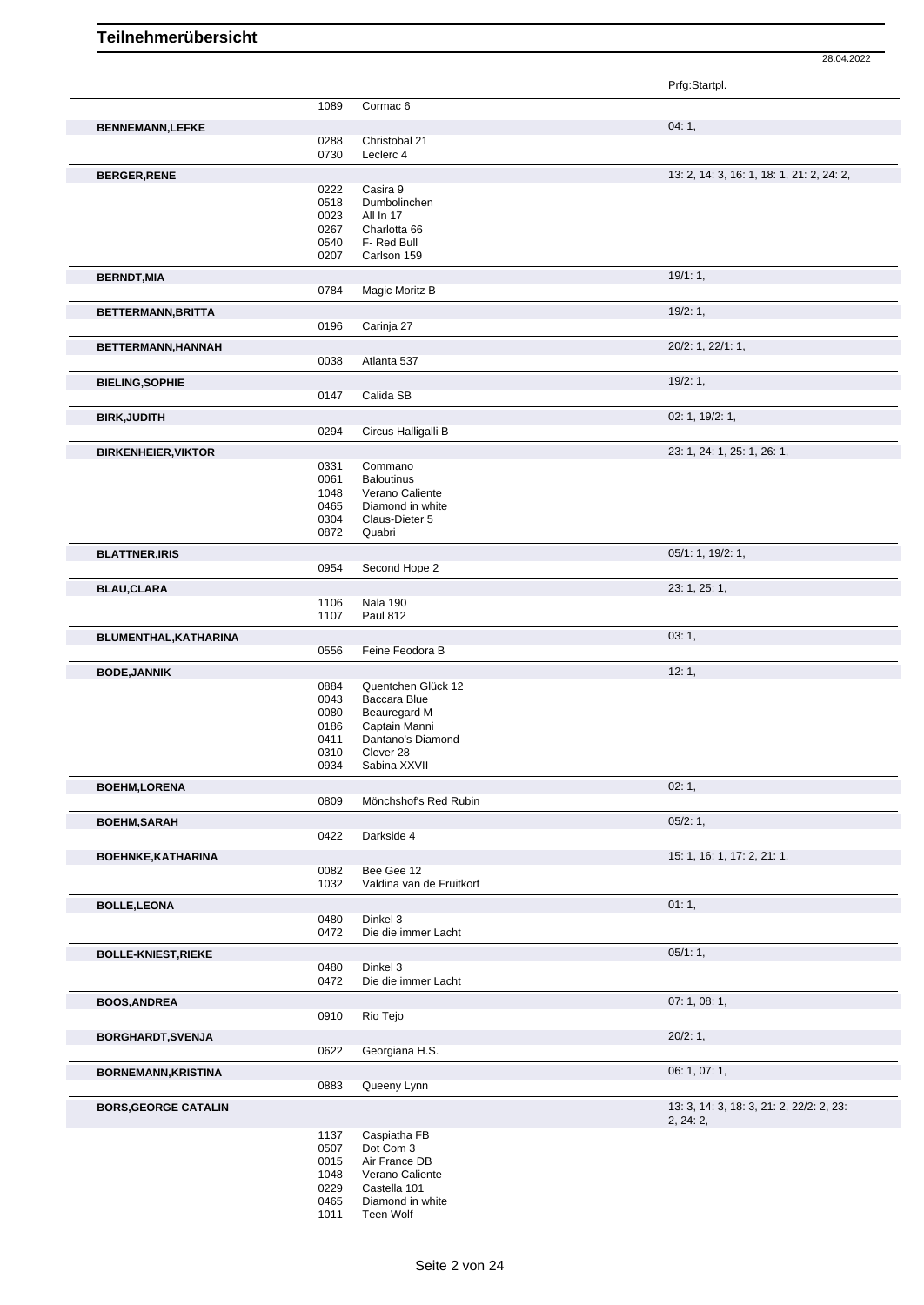# Teilnehmerübersicht

28.04.2022

| Name | Nr. | Pferd | Prfg:Startpl. |
|---|---|---|---|
| | 1089 | Cormac 6 | |
| **BENNEMANN,LEFKE** | | | 04: 1, |
| | 0288 | Christobal 21 | |
| | 0730 | Leclerc 4 | |
| **BERGER,RENE** | | | 13: 2, 14: 3, 16: 1, 18: 1, 21: 2, 24: 2, |
| | 0222 | Casira 9 | |
| | 0518 | Dumbolinchen | |
| | 0023 | All In 17 | |
| | 0267 | Charlotta 66 | |
| | 0540 | F- Red Bull | |
| | 0207 | Carlson 159 | |
| **BERNDT,MIA** | | | 19/1: 1, |
| | 0784 | Magic Moritz B | |
| **BETTERMANN,BRITTA** | | | 19/2: 1, |
| | 0196 | Carinja 27 | |
| **BETTERMANN,HANNAH** | | | 20/2: 1, 22/1: 1, |
| | 0038 | Atlanta 537 | |
| **BIELING,SOPHIE** | | | 19/2: 1, |
| | 0147 | Calida SB | |
| **BIRK,JUDITH** | | | 02: 1, 19/2: 1, |
| | 0294 | Circus Halligalli B | |
| **BIRKENHEIER,VIKTOR** | | | 23: 1, 24: 1, 25: 1, 26: 1, |
| | 0331 | Commano | |
| | 0061 | Baloutinus | |
| | 1048 | Verano Caliente | |
| | 0465 | Diamond in white | |
| | 0304 | Claus-Dieter 5 | |
| | 0872 | Quabri | |
| **BLATTNER,IRIS** | | | 05/1: 1, 19/2: 1, |
| | 0954 | Second Hope 2 | |
| **BLAU,CLARA** | | | 23: 1, 25: 1, |
| | 1106 | Nala 190 | |
| | 1107 | Paul 812 | |
| **BLUMENTHAL,KATHARINA** | | | 03: 1, |
| | 0556 | Feine Feodora B | |
| **BODE,JANNIK** | | | 12: 1, |
| | 0884 | Quentchen Glück 12 | |
| | 0043 | Baccara Blue | |
| | 0080 | Beauregard M | |
| | 0186 | Captain Manni | |
| | 0411 | Dantano's Diamond | |
| | 0310 | Clever 28 | |
| | 0934 | Sabina XXVII | |
| **BOEHM,LORENA** | | | 02: 1, |
| | 0809 | Mönchshof's Red Rubin | |
| **BOEHM,SARAH** | | | 05/2: 1, |
| | 0422 | Darkside 4 | |
| **BOEHNKE,KATHARINA** | | | 15: 1, 16: 1, 17: 2, 21: 1, |
| | 0082 | Bee Gee 12 | |
| | 1032 | Valdina van de Fruitkorf | |
| **BOLLE,LEONA** | | | 01: 1, |
| | 0480 | Dinkel 3 | |
| | 0472 | Die die immer Lacht | |
| **BOLLE-KNIEST,RIEKE** | | | 05/1: 1, |
| | 0480 | Dinkel 3 | |
| | 0472 | Die die immer Lacht | |
| **BOOS,ANDREA** | | | 07: 1, 08: 1, |
| | 0910 | Rio Tejo | |
| **BORGHARDT,SVENJA** | | | 20/2: 1, |
| | 0622 | Georgiana H.S. | |
| **BORNEMANN,KRISTINA** | | | 06: 1, 07: 1, |
| | 0883 | Queeny Lynn | |
| **BORS,GEORGE CATALIN** | | | 13: 3, 14: 3, 18: 3, 21: 2, 22/2: 2, 23: 2, 24: 2, |
| | 1137 | Caspiatha FB | |
| | 0507 | Dot Com 3 | |
| | 0015 | Air France DB | |
| | 1048 | Verano Caliente | |
| | 0229 | Castella 101 | |
| | 0465 | Diamond in white | |
| | 1011 | Teen Wolf | |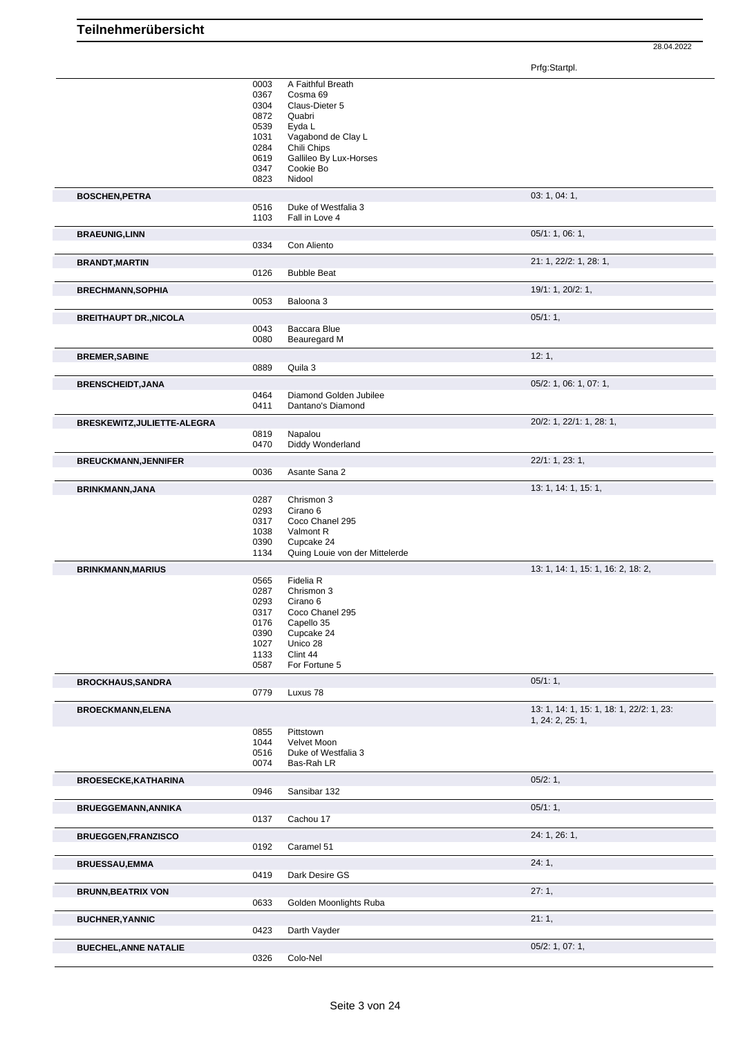# Teilnehmerübersicht

28.04.2022

| Name | Nr. | Pferd | Prfg:Startpl. |
|---|---|---|---|
| | 0003 | A Faithful Breath | |
| | 0367 | Cosma 69 | |
| | 0304 | Claus-Dieter 5 | |
| | 0872 | Quabri | |
| | 0539 | Eyda L | |
| | 1031 | Vagabond de Clay L | |
| | 0284 | Chili Chips | |
| | 0619 | Gallileo By Lux-Horses | |
| | 0347 | Cookie Bo | |
| | 0823 | Nidool | |
| **BOSCHEN,PETRA** | | | 03: 1, 04: 1, |
| | 0516 | Duke of Westfalia 3 | |
| | 1103 | Fall in Love 4 | |
| **BRAEUNIG,LINN** | | | 05/1: 1, 06: 1, |
| | 0334 | Con Aliento | |
| **BRANDT,MARTIN** | | | 21: 1, 22/2: 1, 28: 1, |
| | 0126 | Bubble Beat | |
| **BRECHMANN,SOPHIA** | | | 19/1: 1, 20/2: 1, |
| | 0053 | Baloona 3 | |
| **BREITHAUPT DR.,NICOLA** | | | 05/1: 1, |
| | 0043 | Baccara Blue | |
| | 0080 | Beauregard M | |
| **BREMER,SABINE** | | | 12: 1, |
| | 0889 | Quila 3 | |
| **BRENSCHEIDT,JANA** | | | 05/2: 1, 06: 1, 07: 1, |
| | 0464 | Diamond Golden Jubilee | |
| | 0411 | Dantano's Diamond | |
| **BRESKEWITZ,JULIETTE-ALEGRA** | | | 20/2: 1, 22/1: 1, 28: 1, |
| | 0819 | Napalou | |
| | 0470 | Diddy Wonderland | |
| **BREUCKMANN,JENNIFER** | | | 22/1: 1, 23: 1, |
| | 0036 | Asante Sana 2 | |
| **BRINKMANN,JANA** | | | 13: 1, 14: 1, 15: 1, |
| | 0287 | Chrismon 3 | |
| | 0293 | Cirano 6 | |
| | 0317 | Coco Chanel 295 | |
| | 1038 | Valmont R | |
| | 0390 | Cupcake 24 | |
| | 1134 | Quing Louie von der Mittelerde | |
| **BRINKMANN,MARIUS** | | | 13: 1, 14: 1, 15: 1, 16: 2, 18: 2, |
| | 0565 | Fidelia R | |
| | 0287 | Chrismon 3 | |
| | 0293 | Cirano 6 | |
| | 0317 | Coco Chanel 295 | |
| | 0176 | Capello 35 | |
| | 0390 | Cupcake 24 | |
| | 1027 | Unico 28 | |
| | 1133 | Clint 44 | |
| | 0587 | For Fortune 5 | |
| **BROCKHAUS,SANDRA** | | | 05/1: 1, |
| | 0779 | Luxus 78 | |
| **BROECKMANN,ELENA** | | | 13: 1, 14: 1, 15: 1, 18: 1, 22/2: 1, 23: 1, 24: 2, 25: 1, |
| | 0855 | Pittstown | |
| | 1044 | Velvet Moon | |
| | 0516 | Duke of Westfalia 3 | |
| | 0074 | Bas-Rah LR | |
| **BROESECKE,KATHARINA** | | | 05/2: 1, |
| | 0946 | Sansibar 132 | |
| **BRUEGGEMANN,ANNIKA** | | | 05/1: 1, |
| | 0137 | Cachou 17 | |
| **BRUEGGEN,FRANZISCO** | | | 24: 1, 26: 1, |
| | 0192 | Caramel 51 | |
| **BRUESSAU,EMMA** | | | 24: 1, |
| | 0419 | Dark Desire GS | |
| **BRUNN,BEATRIX VON** | | | 27: 1, |
| | 0633 | Golden Moonlights Ruba | |
| **BUCHNER,YANNIC** | | | 21: 1, |
| | 0423 | Darth Vayder | |
| **BUECHEL,ANNE NATALIE** | | | 05/2: 1, 07: 1, |
| | 0326 | Colo-Nel | |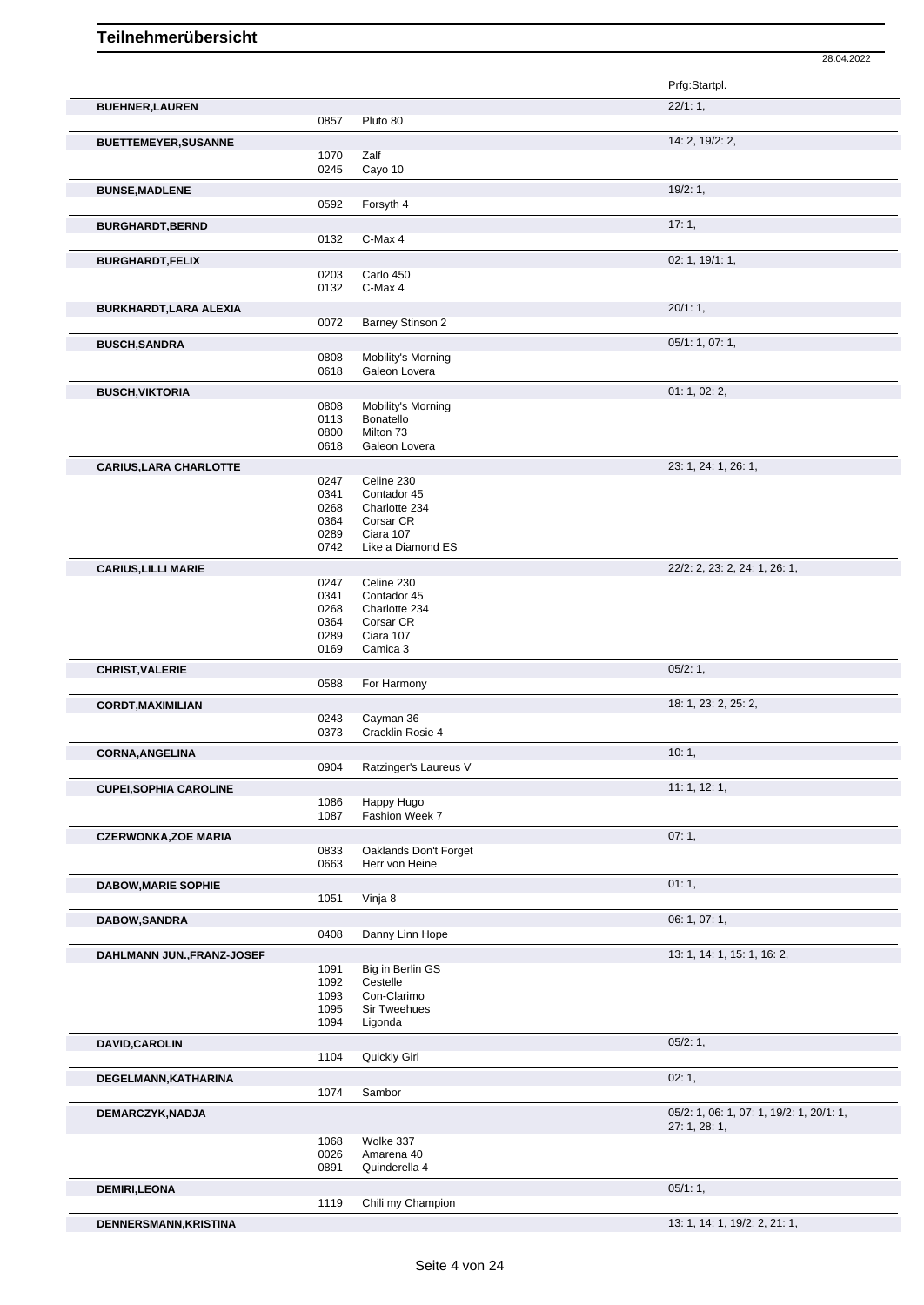# Teilnehmerübersicht

28.04.2022

| | | | Prfg:Startpl. |
|---|---|---|---|
| **BUEHNER,LAUREN** | | | 22/1: 1, |
| | 0857 | Pluto 80 | |
| **BUETTEMEYER,SUSANNE** | | | 14: 2, 19/2: 2, |
| | 1070 | Zalf | |
| | 0245 | Cayo 10 | |
| **BUNSE,MADLENE** | | | 19/2: 1, |
| | 0592 | Forsyth 4 | |
| **BURGHARDT,BERND** | | | 17: 1, |
| | 0132 | C-Max 4 | |
| **BURGHARDT,FELIX** | | | 02: 1, 19/1: 1, |
| | 0203 | Carlo 450 | |
| | 0132 | C-Max 4 | |
| **BURKHARDT,LARA ALEXIA** | | | 20/1: 1, |
| | 0072 | Barney Stinson 2 | |
| **BUSCH,SANDRA** | | | 05/1: 1, 07: 1, |
| | 0808 | Mobility's Morning | |
| | 0618 | Galeon Lovera | |
| **BUSCH,VIKTORIA** | | | 01: 1, 02: 2, |
| | 0808 | Mobility's Morning | |
| | 0113 | Bonatello | |
| | 0800 | Milton 73 | |
| | 0618 | Galeon Lovera | |
| **CARIUS,LARA CHARLOTTE** | | | 23: 1, 24: 1, 26: 1, |
| | 0247 | Celine 230 | |
| | 0341 | Contador 45 | |
| | 0268 | Charlotte 234 | |
| | 0364 | Corsar CR | |
| | 0289 | Ciara 107 | |
| | 0742 | Like a Diamond ES | |
| **CARIUS,LILLI MARIE** | | | 22/2: 2, 23: 2, 24: 1, 26: 1, |
| | 0247 | Celine 230 | |
| | 0341 | Contador 45 | |
| | 0268 | Charlotte 234 | |
| | 0364 | Corsar CR | |
| | 0289 | Ciara 107 | |
| | 0169 | Camica 3 | |
| **CHRIST,VALERIE** | | | 05/2: 1, |
| | 0588 | For Harmony | |
| **CORDT,MAXIMILIAN** | | | 18: 1, 23: 2, 25: 2, |
| | 0243 | Cayman 36 | |
| | 0373 | Cracklin Rosie 4 | |
| **CORNA,ANGELINA** | | | 10: 1, |
| | 0904 | Ratzinger's Laureus V | |
| **CUPEI,SOPHIA CAROLINE** | | | 11: 1, 12: 1, |
| | 1086 | Happy Hugo | |
| | 1087 | Fashion Week 7 | |
| **CZERWONKA,ZOE MARIA** | | | 07: 1, |
| | 0833 | Oaklands Don't Forget | |
| | 0663 | Herr von Heine | |
| **DABOW,MARIE SOPHIE** | | | 01: 1, |
| | 1051 | Vinja 8 | |
| **DABOW,SANDRA** | | | 06: 1, 07: 1, |
| | 0408 | Danny Linn Hope | |
| **DAHLMANN JUN.,FRANZ-JOSEF** | | | 13: 1, 14: 1, 15: 1, 16: 2, |
| | 1091 | Big in Berlin GS | |
| | 1092 | Cestelle | |
| | 1093 | Con-Clarimo | |
| | 1095 | Sir Tweehues | |
| | 1094 | Ligonda | |
| **DAVID,CAROLIN** | | | 05/2: 1, |
| | 1104 | Quickly Girl | |
| **DEGELMANN,KATHARINA** | | | 02: 1, |
| | 1074 | Sambor | |
| **DEMARCZYK,NADJA** | | | 05/2: 1, 06: 1, 07: 1, 19/2: 1, 20/1: 1, 27: 1, 28: 1, |
| | 1068 | Wolke 337 | |
| | 0026 | Amarena 40 | |
| | 0891 | Quinderella 4 | |
| **DEMIRI,LEONA** | | | 05/1: 1, |
| | 1119 | Chili my Champion | |
| **DENNERSMANN,KRISTINA** | | | 13: 1, 14: 1, 19/2: 2, 21: 1, |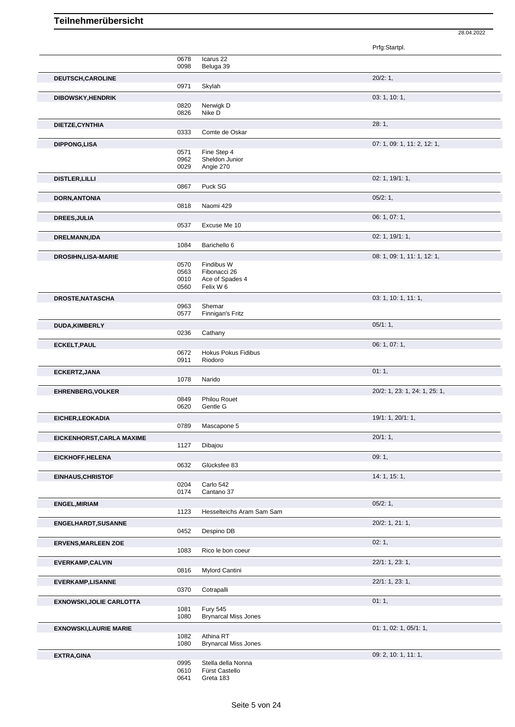# Teilnehmerübersicht

28.04.2022

| Name | Nr. | Pferd | Prfg:Startpl. |
|---|---|---|---|
| | 0678 | Icarus 22 | |
| | 0098 | Beluga 39 | |
| **DEUTSCH,CAROLINE** | | | 20/2: 1, |
| | 0971 | Skylah | |
| **DIBOWSKY,HENDRIK** | | | 03: 1, 10: 1, |
| | 0820 | Nerwigk D | |
| | 0826 | Nike D | |
| **DIETZE,CYNTHIA** | | | 28: 1, |
| | 0333 | Comte de Oskar | |
| **DIPPONG,LISA** | | | 07: 1, 09: 1, 11: 2, 12: 1, |
| | 0571 | Fine Step 4 | |
| | 0962 | Sheldon Junior | |
| | 0029 | Angie 270 | |
| **DISTLER,LILLI** | | | 02: 1, 19/1: 1, |
| | 0867 | Puck SG | |
| **DORN,ANTONIA** | | | 05/2: 1, |
| | 0818 | Naomi 429 | |
| **DREES,JULIA** | | | 06: 1, 07: 1, |
| | 0537 | Excuse Me 10 | |
| **DRELMANN,IDA** | | | 02: 1, 19/1: 1, |
| | 1084 | Barichello 6 | |
| **DROSIHN,LISA-MARIE** | | | 08: 1, 09: 1, 11: 1, 12: 1, |
| | 0570 | Findibus W | |
| | 0563 | Fibonacci 26 | |
| | 0010 | Ace of Spades 4 | |
| | 0560 | Felix W 6 | |
| **DROSTE,NATASCHA** | | | 03: 1, 10: 1, 11: 1, |
| | 0963 | Shemar | |
| | 0577 | Finnigan's Fritz | |
| **DUDA,KIMBERLY** | | | 05/1: 1, |
| | 0236 | Cathany | |
| **ECKELT,PAUL** | | | 06: 1, 07: 1, |
| | 0672 | Hokus Pokus Fidibus | |
| | 0911 | Riodoro | |
| **ECKERTZ,JANA** | | | 01: 1, |
| | 1078 | Narido | |
| **EHRENBERG,VOLKER** | | | 20/2: 1, 23: 1, 24: 1, 25: 1, |
| | 0849 | Philou Rouet | |
| | 0620 | Gentle G | |
| **EICHER,LEOKADIA** | | | 19/1: 1, 20/1: 1, |
| | 0789 | Mascapone 5 | |
| **EICKENHORST,CARLA MAXIME** | | | 20/1: 1, |
| | 1127 | Dibajou | |
| **EICKHOFF,HELENA** | | | 09: 1, |
| | 0632 | Glücksfee 83 | |
| **EINHAUS,CHRISTOF** | | | 14: 1, 15: 1, |
| | 0204 | Carlo 542 | |
| | 0174 | Cantano 37 | |
| **ENGEL,MIRIAM** | | | 05/2: 1, |
| | 1123 | Hesselteichs Aram Sam Sam | |
| **ENGELHARDT,SUSANNE** | | | 20/2: 1, 21: 1, |
| | 0452 | Despino DB | |
| **ERVENS,MARLEEN ZOE** | | | 02: 1, |
| | 1083 | Rico le bon coeur | |
| **EVERKAMP,CALVIN** | | | 22/1: 1, 23: 1, |
| | 0816 | Mylord Cantini | |
| **EVERKAMP,LISANNE** | | | 22/1: 1, 23: 1, |
| | 0370 | Cotrapalli | |
| **EXNOWSKI,JOLIE CARLOTTA** | | | 01: 1, |
| | 1081 | Fury 545 | |
| | 1080 | Brynarcal Miss Jones | |
| **EXNOWSKI,LAURIE MARIE** | | | 01: 1, 02: 1, 05/1: 1, |
| | 1082 | Athina RT | |
| | 1080 | Brynarcal Miss Jones | |
| **EXTRA,GINA** | | | 09: 2, 10: 1, 11: 1, |
| | 0995 | Stella della Nonna | |
| | 0610 | Fürst Castello | |
| | 0641 | Greta 183 | |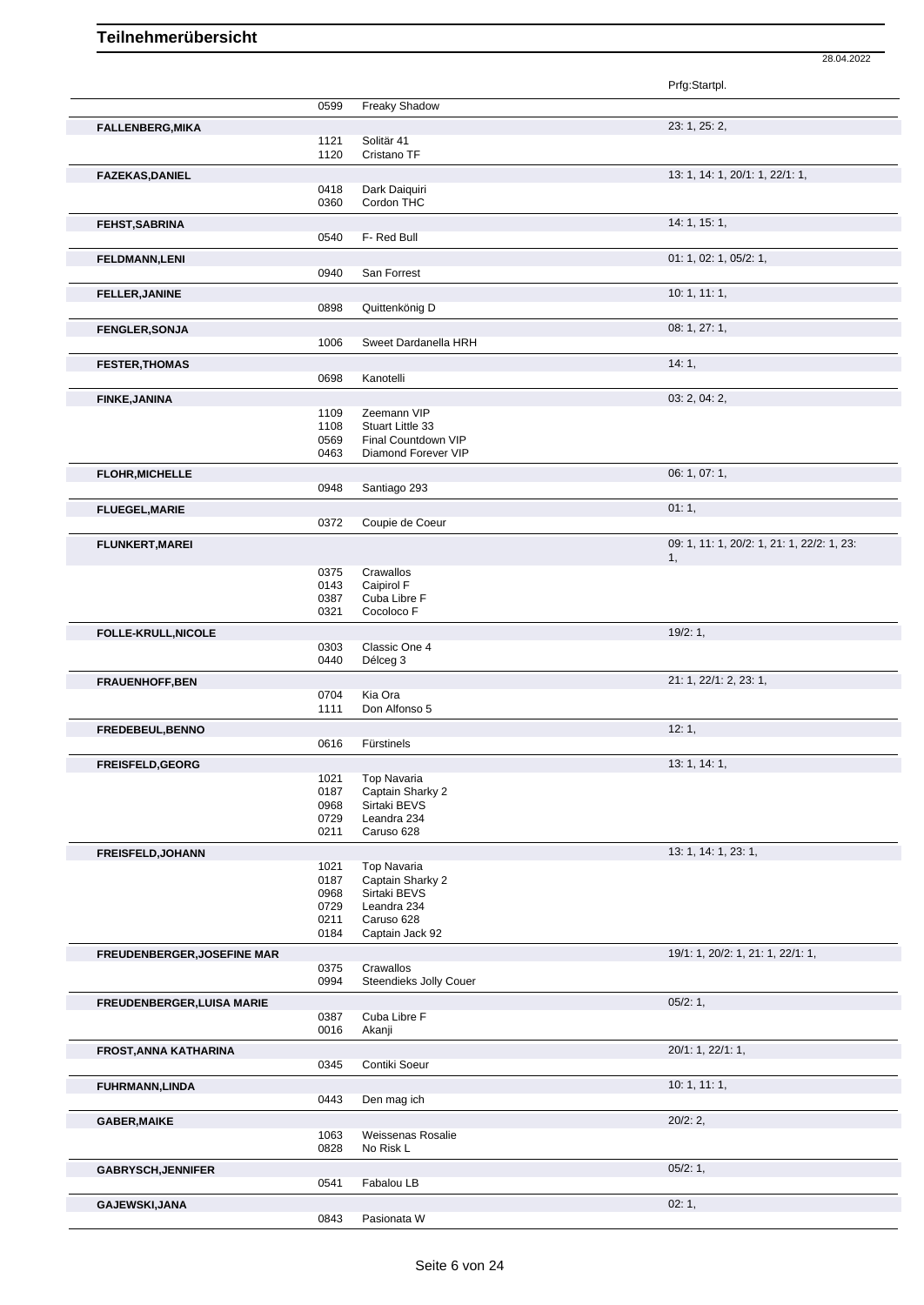# Teilnehmerübersicht

28.04.2022

| Name | Nr. | Pferd | Prfg:Startpl. |
|---|---|---|---|
| | 0599 | Freaky Shadow | |
| **FALLENBERG,MIKA** | | | 23: 1, 25: 2, |
| | 1121 | Solitär 41 | |
| | 1120 | Cristano TF | |
| **FAZEKAS,DANIEL** | | | 13: 1, 14: 1, 20/1: 1, 22/1: 1, |
| | 0418 | Dark Daiquiri | |
| | 0360 | Cordon THC | |
| **FEHST,SABRINA** | | | 14: 1, 15: 1, |
| | 0540 | F- Red Bull | |
| **FELDMANN,LENI** | | | 01: 1, 02: 1, 05/2: 1, |
| | 0940 | San Forrest | |
| **FELLER,JANINE** | | | 10: 1, 11: 1, |
| | 0898 | Quittenkönig D | |
| **FENGLER,SONJA** | | | 08: 1, 27: 1, |
| | 1006 | Sweet Dardanella HRH | |
| **FESTER,THOMAS** | | | 14: 1, |
| | 0698 | Kanotelli | |
| **FINKE,JANINA** | | | 03: 2, 04: 2, |
| | 1109 | Zeemann VIP | |
| | 1108 | Stuart Little 33 | |
| | 0569 | Final Countdown VIP | |
| | 0463 | Diamond Forever VIP | |
| **FLOHR,MICHELLE** | | | 06: 1, 07: 1, |
| | 0948 | Santiago 293 | |
| **FLUEGEL,MARIE** | | | 01: 1, |
| | 0372 | Coupie de Coeur | |
| **FLUNKERT,MAREI** | | | 09: 1, 11: 1, 20/2: 1, 21: 1, 22/2: 1, 23: 1, |
| | 0375 | Crawallos | |
| | 0143 | Caipirol F | |
| | 0387 | Cuba Libre F | |
| | 0321 | Cocoloco F | |
| **FOLLE-KRULL,NICOLE** | | | 19/2: 1, |
| | 0303 | Classic One 4 | |
| | 0440 | Délceg 3 | |
| **FRAUENHOFF,BEN** | | | 21: 1, 22/1: 2, 23: 1, |
| | 0704 | Kia Ora | |
| | 1111 | Don Alfonso 5 | |
| **FREDEBEUL,BENNO** | | | 12: 1, |
| | 0616 | Fürstinels | |
| **FREISFELD,GEORG** | | | 13: 1, 14: 1, |
| | 1021 | Top Navaria | |
| | 0187 | Captain Sharky 2 | |
| | 0968 | Sirtaki BEVS | |
| | 0729 | Leandra 234 | |
| | 0211 | Caruso 628 | |
| **FREISFELD,JOHANN** | | | 13: 1, 14: 1, 23: 1, |
| | 1021 | Top Navaria | |
| | 0187 | Captain Sharky 2 | |
| | 0968 | Sirtaki BEVS | |
| | 0729 | Leandra 234 | |
| | 0211 | Caruso 628 | |
| | 0184 | Captain Jack 92 | |
| **FREUDENBERGER,JOSEFINE MAR** | | | 19/1: 1, 20/2: 1, 21: 1, 22/1: 1, |
| | 0375 | Crawallos | |
| | 0994 | Steendieks Jolly Couer | |
| **FREUDENBERGER,LUISA MARIE** | | | 05/2: 1, |
| | 0387 | Cuba Libre F | |
| | 0016 | Akanji | |
| **FROST,ANNA KATHARINA** | | | 20/1: 1, 22/1: 1, |
| | 0345 | Contiki Soeur | |
| **FUHRMANN,LINDA** | | | 10: 1, 11: 1, |
| | 0443 | Den mag ich | |
| **GABER,MAIKE** | | | 20/2: 2, |
| | 1063 | Weissenas Rosalie | |
| | 0828 | No Risk L | |
| **GABRYSCH,JENNIFER** | | | 05/2: 1, |
| | 0541 | Fabalou LB | |
| **GAJEWSKI,JANA** | | | 02: 1, |
| | 0843 | Pasionata W | |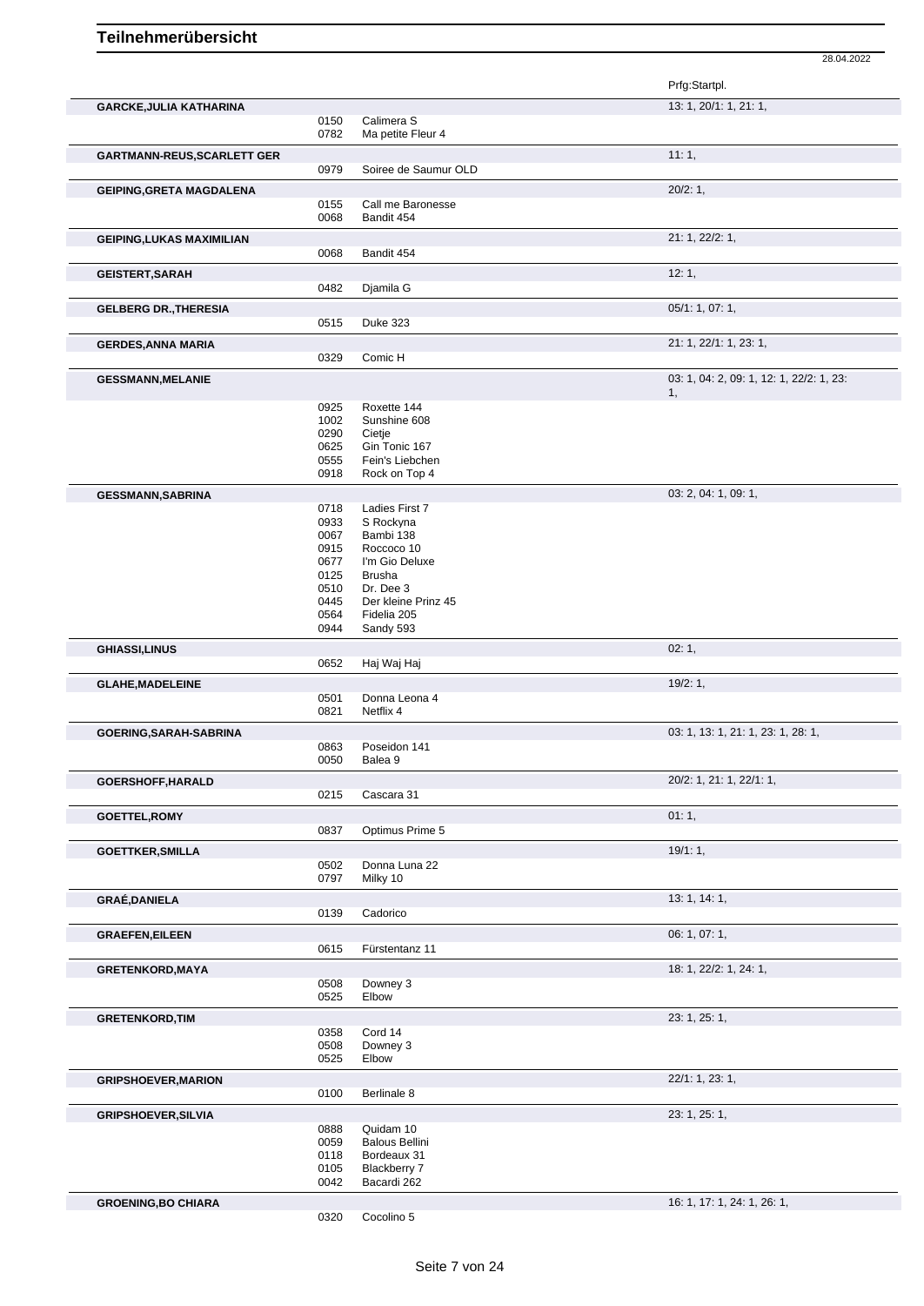# Teilnehmerübersicht

28.04.2022

| Teilnehmer | Nr. | Pferd | Prfg:Startpl. |
|---|---|---|---|
| **GARCKE,JULIA KATHARINA** | | | 13: 1, 20/1: 1, 21: 1, |
| | 0150 | Calimera S | |
| | 0782 | Ma petite Fleur 4 | |
| **GARTMANN-REUS,SCARLETT GER** | | | 11: 1, |
| | 0979 | Soiree de Saumur OLD | |
| **GEIPING,GRETA MAGDALENA** | | | 20/2: 1, |
| | 0155 | Call me Baronesse | |
| | 0068 | Bandit 454 | |
| **GEIPING,LUKAS MAXIMILIAN** | | | 21: 1, 22/2: 1, |
| | 0068 | Bandit 454 | |
| **GEISTERT,SARAH** | | | 12: 1, |
| | 0482 | Djamila G | |
| **GELBERG DR.,THERESIA** | | | 05/1: 1, 07: 1, |
| | 0515 | Duke 323 | |
| **GERDES,ANNA MARIA** | | | 21: 1, 22/1: 1, 23: 1, |
| | 0329 | Comic H | |
| **GESSMANN,MELANIE** | | | 03: 1, 04: 2, 09: 1, 12: 1, 22/2: 1, 23: 1, |
| | 0925 | Roxette 144 | |
| | 1002 | Sunshine 608 | |
| | 0290 | Cietje | |
| | 0625 | Gin Tonic 167 | |
| | 0555 | Fein's Liebchen | |
| | 0918 | Rock on Top 4 | |
| **GESSMANN,SABRINA** | | | 03: 2, 04: 1, 09: 1, |
| | 0718 | Ladies First 7 | |
| | 0933 | S Rockyna | |
| | 0067 | Bambi 138 | |
| | 0915 | Roccoco 10 | |
| | 0677 | I'm Gio Deluxe | |
| | 0125 | Brusha | |
| | 0510 | Dr. Dee 3 | |
| | 0445 | Der kleine Prinz 45 | |
| | 0564 | Fidelia 205 | |
| | 0944 | Sandy 593 | |
| **GHIASSI,LINUS** | | | 02: 1, |
| | 0652 | Haj Waj Haj | |
| **GLAHE,MADELEINE** | | | 19/2: 1, |
| | 0501 | Donna Leona 4 | |
| | 0821 | Netflix 4 | |
| **GOERING,SARAH-SABRINA** | | | 03: 1, 13: 1, 21: 1, 23: 1, 28: 1, |
| | 0863 | Poseidon 141 | |
| | 0050 | Balea 9 | |
| **GOERSHOFF,HARALD** | | | 20/2: 1, 21: 1, 22/1: 1, |
| | 0215 | Cascara 31 | |
| **GOETTEL,ROMY** | | | 01: 1, |
| | 0837 | Optimus Prime 5 | |
| **GOETTKER,SMILLA** | | | 19/1: 1, |
| | 0502 | Donna Luna 22 | |
| | 0797 | Milky 10 | |
| **GRAÉ,DANIELA** | | | 13: 1, 14: 1, |
| | 0139 | Cadorico | |
| **GRAEFEN,EILEEN** | | | 06: 1, 07: 1, |
| | 0615 | Fürstentanz 11 | |
| **GRETENKORD,MAYA** | | | 18: 1, 22/2: 1, 24: 1, |
| | 0508 | Downey 3 | |
| | 0525 | Elbow | |
| **GRETENKORD,TIM** | | | 23: 1, 25: 1, |
| | 0358 | Cord 14 | |
| | 0508 | Downey 3 | |
| | 0525 | Elbow | |
| **GRIPSHOEVER,MARION** | | | 22/1: 1, 23: 1, |
| | 0100 | Berlinale 8 | |
| **GRIPSHOEVER,SILVIA** | | | 23: 1, 25: 1, |
| | 0888 | Quidam 10 | |
| | 0059 | Balous Bellini | |
| | 0118 | Bordeaux 31 | |
| | 0105 | Blackberry 7 | |
| | 0042 | Bacardi 262 | |
| **GROENING,BO CHIARA** | | | 16: 1, 17: 1, 24: 1, 26: 1, |
| | 0320 | Cocolino 5 | |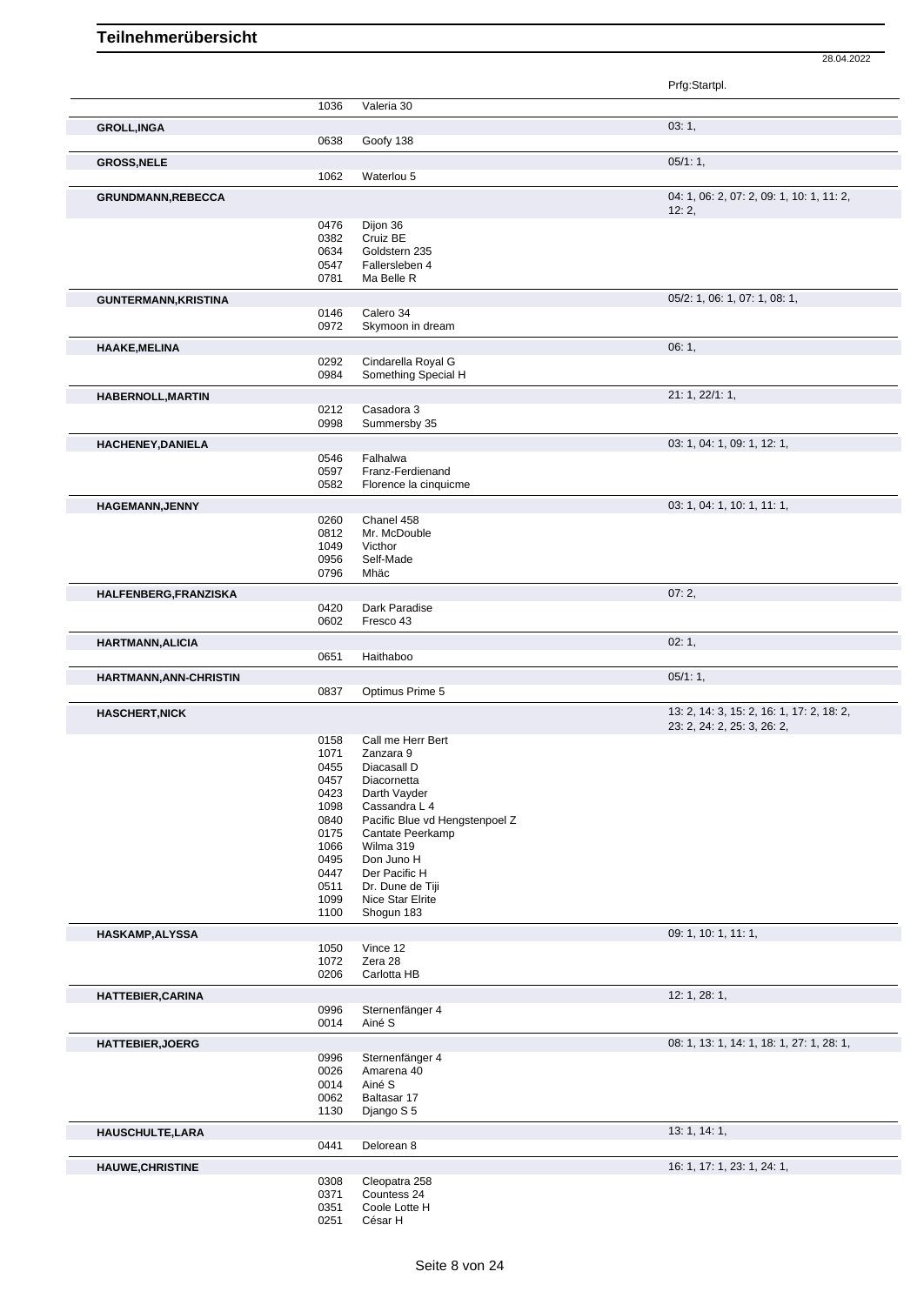# Teilnehmerübersicht

28.04.2022

| Teilnehmer | Nr. | Pferd | Prfg:Startpl. |
|---|---|---|---|
| | 1036 | Valeria 30 | |
| **GROLL,INGA** | | | 03: 1, |
| | 0638 | Goofy 138 | |
| **GROSS,NELE** | | | 05/1: 1, |
| | 1062 | Waterlou 5 | |
| **GRUNDMANN,REBECCA** | | | 04: 1, 06: 2, 07: 2, 09: 1, 10: 1, 11: 2, 12: 2, |
| | 0476 | Dijon 36 | |
| | 0382 | Cruiz BE | |
| | 0634 | Goldstern 235 | |
| | 0547 | Fallersleben 4 | |
| | 0781 | Ma Belle R | |
| **GUNTERMANN,KRISTINA** | | | 05/2: 1, 06: 1, 07: 1, 08: 1, |
| | 0146 | Calero 34 | |
| | 0972 | Skymoon in dream | |
| **HAAKE,MELINA** | | | 06: 1, |
| | 0292 | Cindarella Royal G | |
| | 0984 | Something Special H | |
| **HABERNOLL,MARTIN** | | | 21: 1, 22/1: 1, |
| | 0212 | Casadora 3 | |
| | 0998 | Summersby 35 | |
| **HACHENEY,DANIELA** | | | 03: 1, 04: 1, 09: 1, 12: 1, |
| | 0546 | Falhalwa | |
| | 0597 | Franz-Ferdienand | |
| | 0582 | Florence la cinquicme | |
| **HAGEMANN,JENNY** | | | 03: 1, 04: 1, 10: 1, 11: 1, |
| | 0260 | Chanel 458 | |
| | 0812 | Mr. McDouble | |
| | 1049 | Victhor | |
| | 0956 | Self-Made | |
| | 0796 | Mhäc | |
| **HALFENBERG,FRANZISKA** | | | 07: 2, |
| | 0420 | Dark Paradise | |
| | 0602 | Fresco 43 | |
| **HARTMANN,ALICIA** | | | 02: 1, |
| | 0651 | Haithaboo | |
| **HARTMANN,ANN-CHRISTIN** | | | 05/1: 1, |
| | 0837 | Optimus Prime 5 | |
| **HASCHERT,NICK** | | | 13: 2, 14: 3, 15: 2, 16: 1, 17: 2, 18: 2, 23: 2, 24: 2, 25: 3, 26: 2, |
| | 0158 | Call me Herr Bert | |
| | 1071 | Zanzara 9 | |
| | 0455 | Diacasall D | |
| | 0457 | Diacornetta | |
| | 0423 | Darth Vayder | |
| | 1098 | Cassandra L 4 | |
| | 0840 | Pacific Blue vd Hengstenpoel Z | |
| | 0175 | Cantate Peerkamp | |
| | 1066 | Wilma 319 | |
| | 0495 | Don Juno H | |
| | 0447 | Der Pacific H | |
| | 0511 | Dr. Dune de Tiji | |
| | 1099 | Nice Star Elrite | |
| | 1100 | Shogun 183 | |
| **HASKAMP,ALYSSA** | | | 09: 1, 10: 1, 11: 1, |
| | 1050 | Vince 12 | |
| | 1072 | Zera 28 | |
| | 0206 | Carlotta HB | |
| **HATTEBIER,CARINA** | | | 12: 1, 28: 1, |
| | 0996 | Sternenfänger 4 | |
| | 0014 | Ainé S | |
| **HATTEBIER,JOERG** | | | 08: 1, 13: 1, 14: 1, 18: 1, 27: 1, 28: 1, |
| | 0996 | Sternenfänger 4 | |
| | 0026 | Amarena 40 | |
| | 0014 | Ainé S | |
| | 0062 | Baltasar 17 | |
| | 1130 | Django S 5 | |
| **HAUSCHULTE,LARA** | | | 13: 1, 14: 1, |
| | 0441 | Delorean 8 | |
| **HAUWE,CHRISTINE** | | | 16: 1, 17: 1, 23: 1, 24: 1, |
| | 0308 | Cleopatra 258 | |
| | 0371 | Countess 24 | |
| | 0351 | Coole Lotte H | |
| | 0251 | César H | |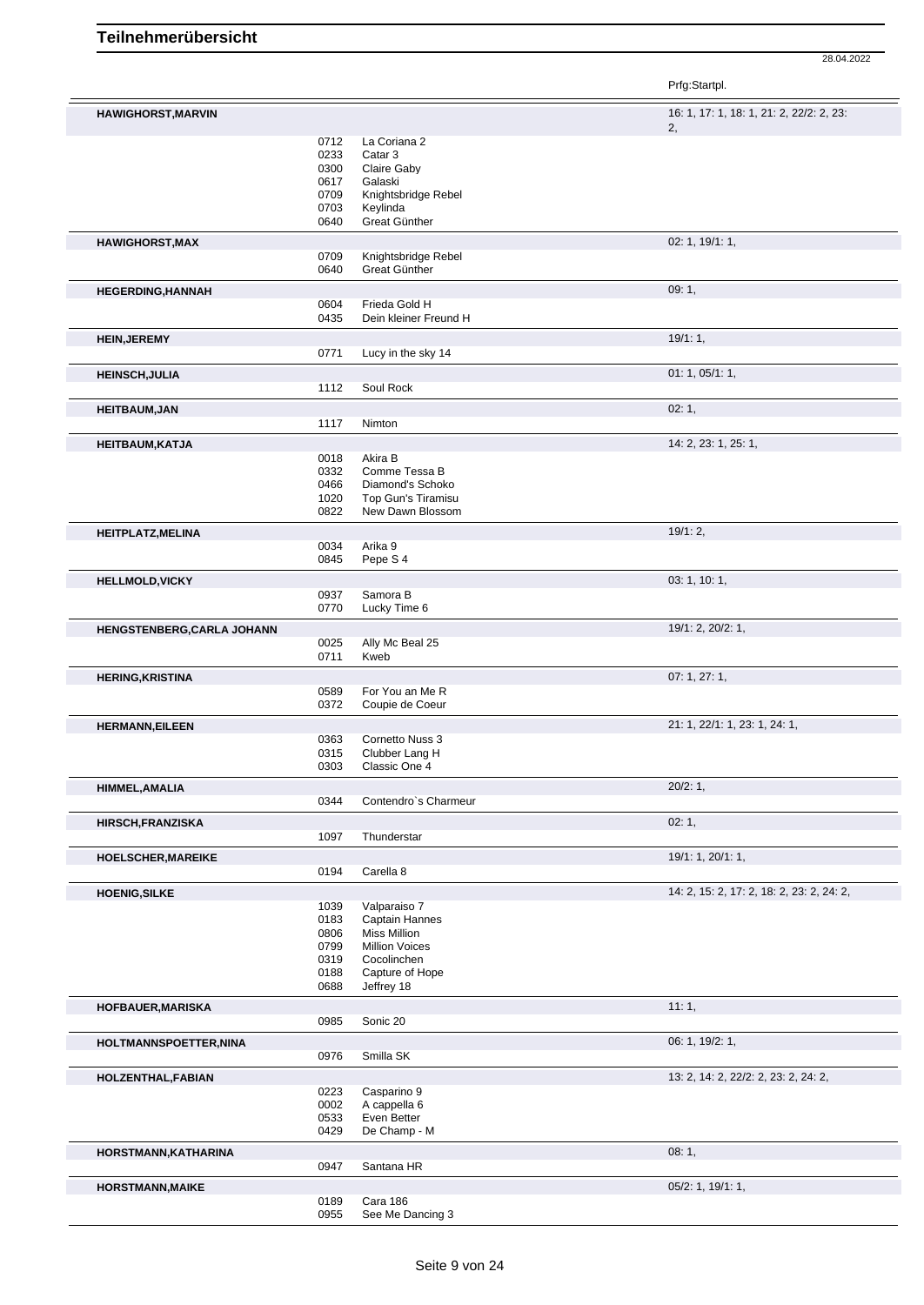# Teilnehmerübersicht

28.04.2022

| Name | Nr. | Pferd | Prfg:Startpl. |
|---|---|---|---|
| **HAWIGHORST,MARVIN** | | | 16: 1, 17: 1, 18: 1, 21: 2, 22/2: 2, 23: 2, |
| | 0712 | La Coriana 2 | |
| | 0233 | Catar 3 | |
| | 0300 | Claire Gaby | |
| | 0617 | Galaski | |
| | 0709 | Knightsbridge Rebel | |
| | 0703 | Keylinda | |
| | 0640 | Great Günther | |
| **HAWIGHORST,MAX** | | | 02: 1, 19/1: 1, |
| | 0709 | Knightsbridge Rebel | |
| | 0640 | Great Günther | |
| **HEGERDING,HANNAH** | | | 09: 1, |
| | 0604 | Frieda Gold H | |
| | 0435 | Dein kleiner Freund H | |
| **HEIN,JEREMY** | | | 19/1: 1, |
| | 0771 | Lucy in the sky 14 | |
| **HEINSCH,JULIA** | | | 01: 1, 05/1: 1, |
| | 1112 | Soul Rock | |
| **HEITBAUM,JAN** | | | 02: 1, |
| | 1117 | Nimton | |
| **HEITBAUM,KATJA** | | | 14: 2, 23: 1, 25: 1, |
| | 0018 | Akira B | |
| | 0332 | Comme Tessa B | |
| | 0466 | Diamond's Schoko | |
| | 1020 | Top Gun's Tiramisu | |
| | 0822 | New Dawn Blossom | |
| **HEITPLATZ,MELINA** | | | 19/1: 2, |
| | 0034 | Arika 9 | |
| | 0845 | Pepe S 4 | |
| **HELLMOLD,VICKY** | | | 03: 1, 10: 1, |
| | 0937 | Samora B | |
| | 0770 | Lucky Time 6 | |
| **HENGSTENBERG,CARLA JOHANN** | | | 19/1: 2, 20/2: 1, |
| | 0025 | Ally Mc Beal 25 | |
| | 0711 | Kweb | |
| **HERING,KRISTINA** | | | 07: 1, 27: 1, |
| | 0589 | For You an Me R | |
| | 0372 | Coupie de Coeur | |
| **HERMANN,EILEEN** | | | 21: 1, 22/1: 1, 23: 1, 24: 1, |
| | 0363 | Cornetto Nuss 3 | |
| | 0315 | Clubber Lang H | |
| | 0303 | Classic One 4 | |
| **HIMMEL,AMALIA** | | | 20/2: 1, |
| | 0344 | Contendro`s Charmeur | |
| **HIRSCH,FRANZISKA** | | | 02: 1, |
| | 1097 | Thunderstar | |
| **HOELSCHER,MAREIKE** | | | 19/1: 1, 20/1: 1, |
| | 0194 | Carella 8 | |
| **HOENIG,SILKE** | | | 14: 2, 15: 2, 17: 2, 18: 2, 23: 2, 24: 2, |
| | 1039 | Valparaiso 7 | |
| | 0183 | Captain Hannes | |
| | 0806 | Miss Million | |
| | 0799 | Million Voices | |
| | 0319 | Cocolinchen | |
| | 0188 | Capture of Hope | |
| | 0688 | Jeffrey 18 | |
| **HOFBAUER,MARISKA** | | | 11: 1, |
| | 0985 | Sonic 20 | |
| **HOLTMANNSPOETTER,NINA** | | | 06: 1, 19/2: 1, |
| | 0976 | Smilla SK | |
| **HOLZENTHAL,FABIAN** | | | 13: 2, 14: 2, 22/2: 2, 23: 2, 24: 2, |
| | 0223 | Casparino 9 | |
| | 0002 | A cappella 6 | |
| | 0533 | Even Better | |
| | 0429 | De Champ - M | |
| **HORSTMANN,KATHARINA** | | | 08: 1, |
| | 0947 | Santana HR | |
| **HORSTMANN,MAIKE** | | | 05/2: 1, 19/1: 1, |
| | 0189 | Cara 186 | |
| | 0955 | See Me Dancing 3 | |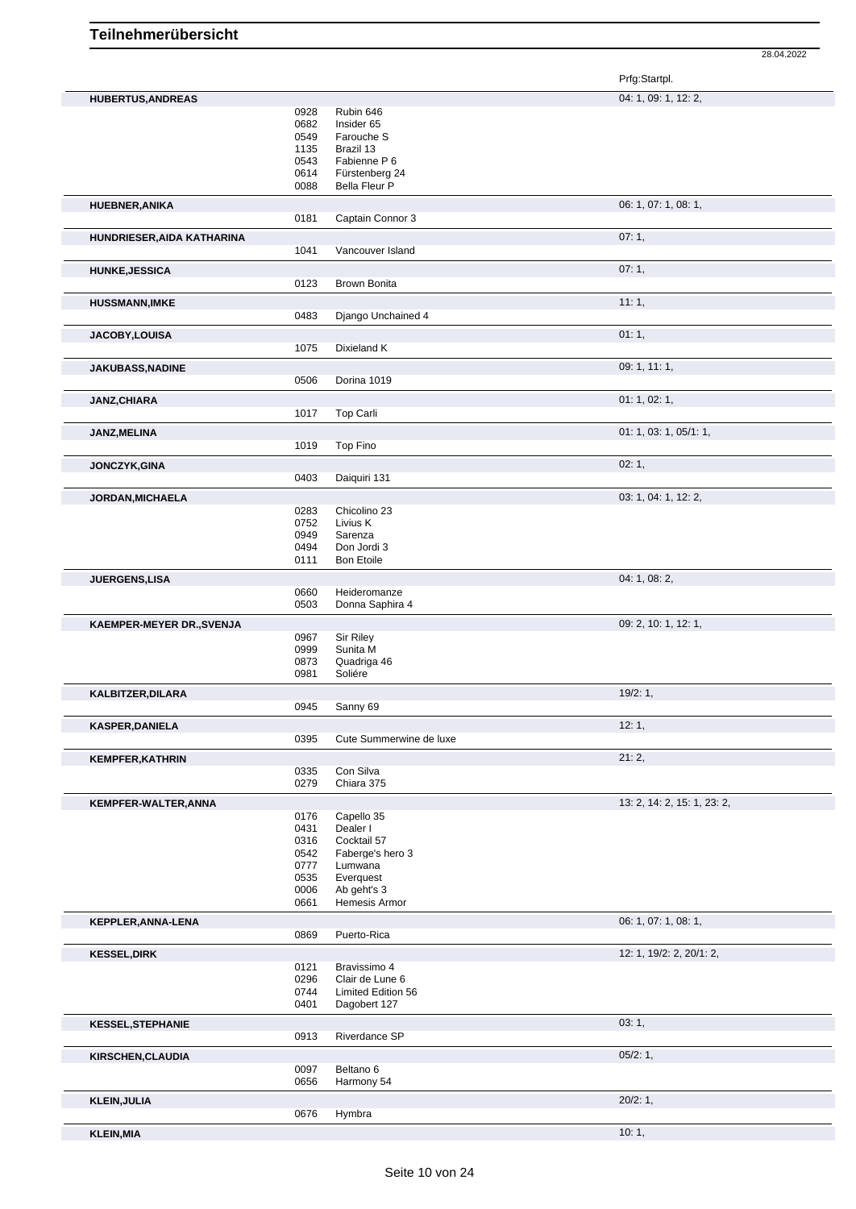# Teilnehmerübersicht

28.04.2022

| Name | Nr. | Pferd | Prfg:Startpl. |
|---|---|---|---|
| **HUBERTUS,ANDREAS** | | | 04: 1, 09: 1, 12: 2, |
| | 0928 | Rubin 646 | |
| | 0682 | Insider 65 | |
| | 0549 | Farouche S | |
| | 1135 | Brazil 13 | |
| | 0543 | Fabienne P 6 | |
| | 0614 | Fürstenberg 24 | |
| | 0088 | Bella Fleur P | |
| **HUEBNER,ANIKA** | | | 06: 1, 07: 1, 08: 1, |
| | 0181 | Captain Connor 3 | |
| **HUNDRIESER,AIDA KATHARINA** | | | 07: 1, |
| | 1041 | Vancouver Island | |
| **HUNKE,JESSICA** | | | 07: 1, |
| | 0123 | Brown Bonita | |
| **HUSSMANN,IMKE** | | | 11: 1, |
| | 0483 | Django Unchained 4 | |
| **JACOBY,LOUISA** | | | 01: 1, |
| | 1075 | Dixieland K | |
| **JAKUBASS,NADINE** | | | 09: 1, 11: 1, |
| | 0506 | Dorina 1019 | |
| **JANZ,CHIARA** | | | 01: 1, 02: 1, |
| | 1017 | Top Carli | |
| **JANZ,MELINA** | | | 01: 1, 03: 1, 05/1: 1, |
| | 1019 | Top Fino | |
| **JONCZYK,GINA** | | | 02: 1, |
| | 0403 | Daiquiri 131 | |
| **JORDAN,MICHAELA** | | | 03: 1, 04: 1, 12: 2, |
| | 0283 | Chicolino 23 | |
| | 0752 | Livius K | |
| | 0949 | Sarenza | |
| | 0494 | Don Jordi 3 | |
| | 0111 | Bon Etoile | |
| **JUERGENS,LISA** | | | 04: 1, 08: 2, |
| | 0660 | Heideromanze | |
| | 0503 | Donna Saphira 4 | |
| **KAEMPER-MEYER DR.,SVENJA** | | | 09: 2, 10: 1, 12: 1, |
| | 0967 | Sir Riley | |
| | 0999 | Sunita M | |
| | 0873 | Quadriga 46 | |
| | 0981 | Soliére | |
| **KALBITZER,DILARA** | | | 19/2: 1, |
| | 0945 | Sanny 69 | |
| **KASPER,DANIELA** | | | 12: 1, |
| | 0395 | Cute Summerwine de luxe | |
| **KEMPFER,KATHRIN** | | | 21: 2, |
| | 0335 | Con Silva | |
| | 0279 | Chiara 375 | |
| **KEMPFER-WALTER,ANNA** | | | 13: 2, 14: 2, 15: 1, 23: 2, |
| | 0176 | Capello 35 | |
| | 0431 | Dealer I | |
| | 0316 | Cocktail 57 | |
| | 0542 | Faberge's hero 3 | |
| | 0777 | Lumwana | |
| | 0535 | Everquest | |
| | 0006 | Ab geht's 3 | |
| | 0661 | Hemesis Armor | |
| **KEPPLER,ANNA-LENA** | | | 06: 1, 07: 1, 08: 1, |
| | 0869 | Puerto-Rica | |
| **KESSEL,DIRK** | | | 12: 1, 19/2: 2, 20/1: 2, |
| | 0121 | Bravissimo 4 | |
| | 0296 | Clair de Lune 6 | |
| | 0744 | Limited Edition 56 | |
| | 0401 | Dagobert 127 | |
| **KESSEL,STEPHANIE** | | | 03: 1, |
| | 0913 | Riverdance SP | |
| **KIRSCHEN,CLAUDIA** | | | 05/2: 1, |
| | 0097 | Beltano 6 | |
| | 0656 | Harmony 54 | |
| **KLEIN,JULIA** | | | 20/2: 1, |
| | 0676 | Hymbra | |
| **KLEIN,MIA** | | | 10: 1, |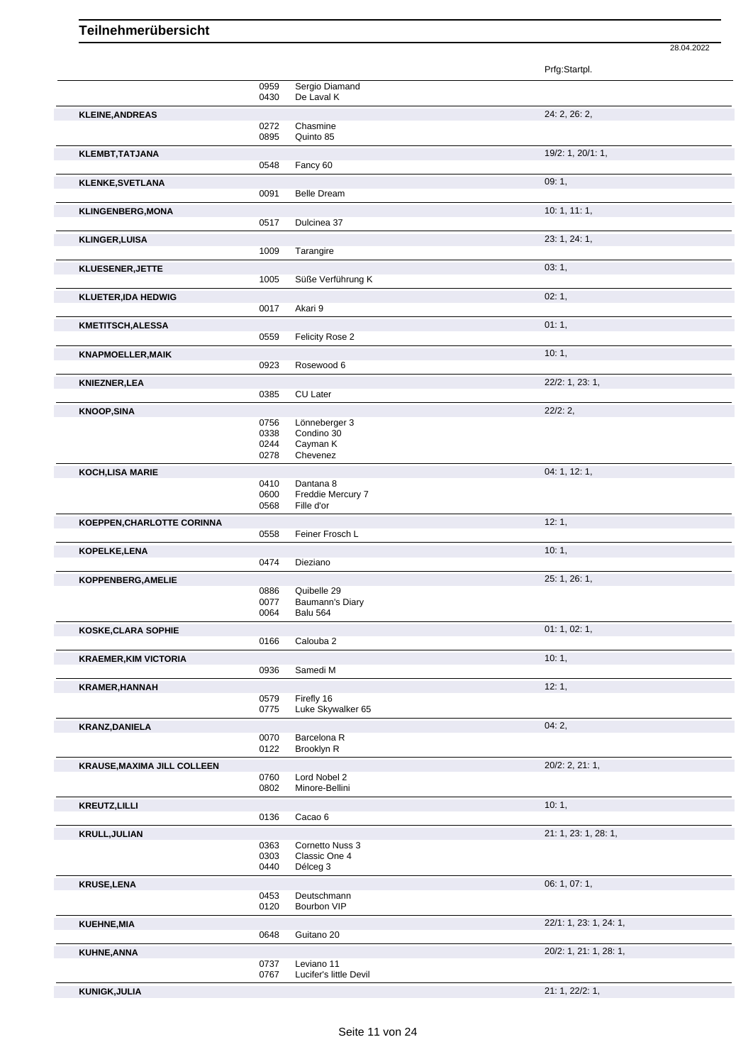## Teilnehmerübersicht

28.04.2022

| Name | Nr. | Pferd | Prfg:Startpl. |
|---|---|---|---|
| | 0959 | Sergio Diamand | |
| | 0430 | De Laval K | |
| **KLEINE,ANDREAS** | | | 24: 2, 26: 2, |
| | 0272 | Chasmine | |
| | 0895 | Quinto 85 | |
| **KLEMBT,TATJANA** | | | 19/2: 1, 20/1: 1, |
| | 0548 | Fancy 60 | |
| **KLENKE,SVETLANA** | | | 09: 1, |
| | 0091 | Belle Dream | |
| **KLINGENBERG,MONA** | | | 10: 1, 11: 1, |
| | 0517 | Dulcinea 37 | |
| **KLINGER,LUISA** | | | 23: 1, 24: 1, |
| | 1009 | Tarangire | |
| **KLUESENER,JETTE** | | | 03: 1, |
| | 1005 | Süße Verführung K | |
| **KLUETER,IDA HEDWIG** | | | 02: 1, |
| | 0017 | Akari 9 | |
| **KMETITSCH,ALESSA** | | | 01: 1, |
| | 0559 | Felicity Rose 2 | |
| **KNAPMOELLER,MAIK** | | | 10: 1, |
| | 0923 | Rosewood 6 | |
| **KNIEZNER,LEA** | | | 22/2: 1, 23: 1, |
| | 0385 | CU Later | |
| **KNOOP,SINA** | | | 22/2: 2, |
| | 0756 | Lönneberger 3 | |
| | 0338 | Condino 30 | |
| | 0244 | Cayman K | |
| | 0278 | Chevenez | |
| **KOCH,LISA MARIE** | | | 04: 1, 12: 1, |
| | 0410 | Dantana 8 | |
| | 0600 | Freddie Mercury 7 | |
| | 0568 | Fille d'or | |
| **KOEPPEN,CHARLOTTE CORINNA** | | | 12: 1, |
| | 0558 | Feiner Frosch L | |
| **KOPELKE,LENA** | | | 10: 1, |
| | 0474 | Dieziano | |
| **KOPPENBERG,AMELIE** | | | 25: 1, 26: 1, |
| | 0886 | Quibelle 29 | |
| | 0077 | Baumann's Diary | |
| | 0064 | Balu 564 | |
| **KOSKE,CLARA SOPHIE** | | | 01: 1, 02: 1, |
| | 0166 | Calouba 2 | |
| **KRAEMER,KIM VICTORIA** | | | 10: 1, |
| | 0936 | Samedi M | |
| **KRAMER,HANNAH** | | | 12: 1, |
| | 0579 | Firefly 16 | |
| | 0775 | Luke Skywalker 65 | |
| **KRANZ,DANIELA** | | | 04: 2, |
| | 0070 | Barcelona R | |
| | 0122 | Brooklyn R | |
| **KRAUSE,MAXIMA JILL COLLEEN** | | | 20/2: 2, 21: 1, |
| | 0760 | Lord Nobel 2 | |
| | 0802 | Minore-Bellini | |
| **KREUTZ,LILLI** | | | 10: 1, |
| | 0136 | Cacao 6 | |
| **KRULL,JULIAN** | | | 21: 1, 23: 1, 28: 1, |
| | 0363 | Cornetto Nuss 3 | |
| | 0303 | Classic One 4 | |
| | 0440 | Délceg 3 | |
| **KRUSE,LENA** | | | 06: 1, 07: 1, |
| | 0453 | Deutschmann | |
| | 0120 | Bourbon VIP | |
| **KUEHNE,MIA** | | | 22/1: 1, 23: 1, 24: 1, |
| | 0648 | Guitano 20 | |
| **KUHNE,ANNA** | | | 20/2: 1, 21: 1, 28: 1, |
| | 0737 | Leviano 11 | |
| | 0767 | Lucifer's little Devil | |
| **KUNIGK,JULIA** | | | 21: 1, 22/2: 1, |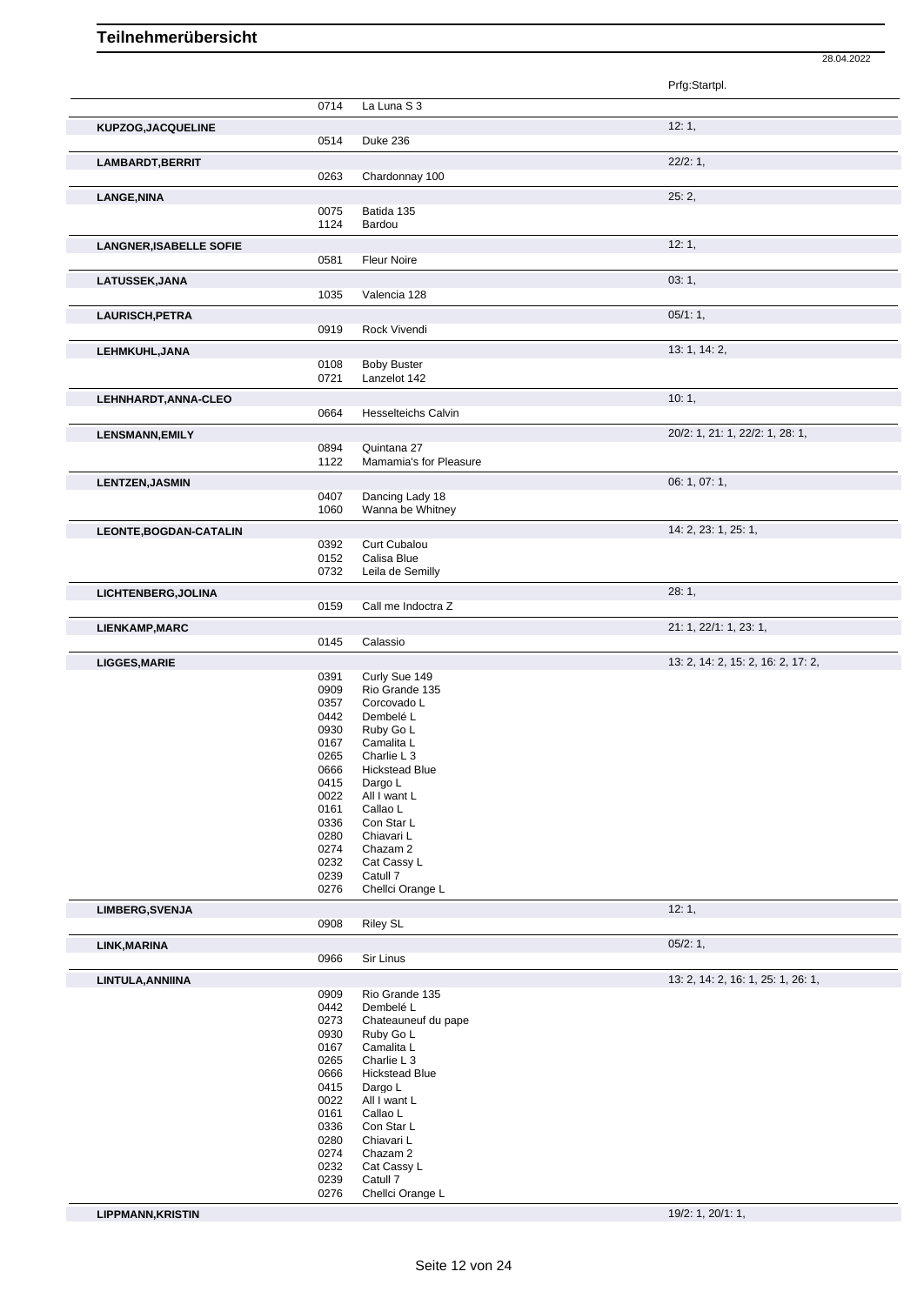# Teilnehmerübersicht

28.04.2022

| Name | Nr. | Pferd | Prfg:Startpl. |
|---|---|---|---|
| | 0714 | La Luna S 3 | |
| **KUPZOG,JACQUELINE** | | | 12: 1, |
| | 0514 | Duke 236 | |
| **LAMBARDT,BERRIT** | | | 22/2: 1, |
| | 0263 | Chardonnay 100 | |
| **LANGE,NINA** | | | 25: 2, |
| | 0075 | Batida 135 | |
| | 1124 | Bardou | |
| **LANGNER,ISABELLE SOFIE** | | | 12: 1, |
| | 0581 | Fleur Noire | |
| **LATUSSEK,JANA** | | | 03: 1, |
| | 1035 | Valencia 128 | |
| **LAURISCH,PETRA** | | | 05/1: 1, |
| | 0919 | Rock Vivendi | |
| **LEHMKUHL,JANA** | | | 13: 1, 14: 2, |
| | 0108 | Boby Buster | |
| | 0721 | Lanzelot 142 | |
| **LEHNHARDT,ANNA-CLEO** | | | 10: 1, |
| | 0664 | Hesselteichs Calvin | |
| **LENSMANN,EMILY** | | | 20/2: 1, 21: 1, 22/2: 1, 28: 1, |
| | 0894 | Quintana 27 | |
| | 1122 | Mamamia's for Pleasure | |
| **LENTZEN,JASMIN** | | | 06: 1, 07: 1, |
| | 0407 | Dancing Lady 18 | |
| | 1060 | Wanna be Whitney | |
| **LEONTE,BOGDAN-CATALIN** | | | 14: 2, 23: 1, 25: 1, |
| | 0392 | Curt Cubalou | |
| | 0152 | Calisa Blue | |
| | 0732 | Leila de Semilly | |
| **LICHTENBERG,JOLINA** | | | 28: 1, |
| | 0159 | Call me Indoctra Z | |
| **LIENKAMP,MARC** | | | 21: 1, 22/1: 1, 23: 1, |
| | 0145 | Calassio | |
| **LIGGES,MARIE** | | | 13: 2, 14: 2, 15: 2, 16: 2, 17: 2, |
| | 0391 | Curly Sue 149 | |
| | 0909 | Rio Grande 135 | |
| | 0357 | Corcovado L | |
| | 0442 | Dembelé L | |
| | 0930 | Ruby Go L | |
| | 0167 | Camalita L | |
| | 0265 | Charlie L 3 | |
| | 0666 | Hickstead Blue | |
| | 0415 | Dargo L | |
| | 0022 | All I want L | |
| | 0161 | Callao L | |
| | 0336 | Con Star L | |
| | 0280 | Chiavari L | |
| | 0274 | Chazam 2 | |
| | 0232 | Cat Cassy L | |
| | 0239 | Catull 7 | |
| | 0276 | Chellci Orange L | |
| **LIMBERG,SVENJA** | | | 12: 1, |
| | 0908 | Riley SL | |
| **LINK,MARINA** | | | 05/2: 1, |
| | 0966 | Sir Linus | |
| **LINTULA,ANNIINA** | | | 13: 2, 14: 2, 16: 1, 25: 1, 26: 1, |
| | 0909 | Rio Grande 135 | |
| | 0442 | Dembelé L | |
| | 0273 | Chateauneuf du pape | |
| | 0930 | Ruby Go L | |
| | 0167 | Camalita L | |
| | 0265 | Charlie L 3 | |
| | 0666 | Hickstead Blue | |
| | 0415 | Dargo L | |
| | 0022 | All I want L | |
| | 0161 | Callao L | |
| | 0336 | Con Star L | |
| | 0280 | Chiavari L | |
| | 0274 | Chazam 2 | |
| | 0232 | Cat Cassy L | |
| | 0239 | Catull 7 | |
| | 0276 | Chellci Orange L | |
| **LIPPMANN,KRISTIN** | | | 19/2: 1, 20/1: 1, |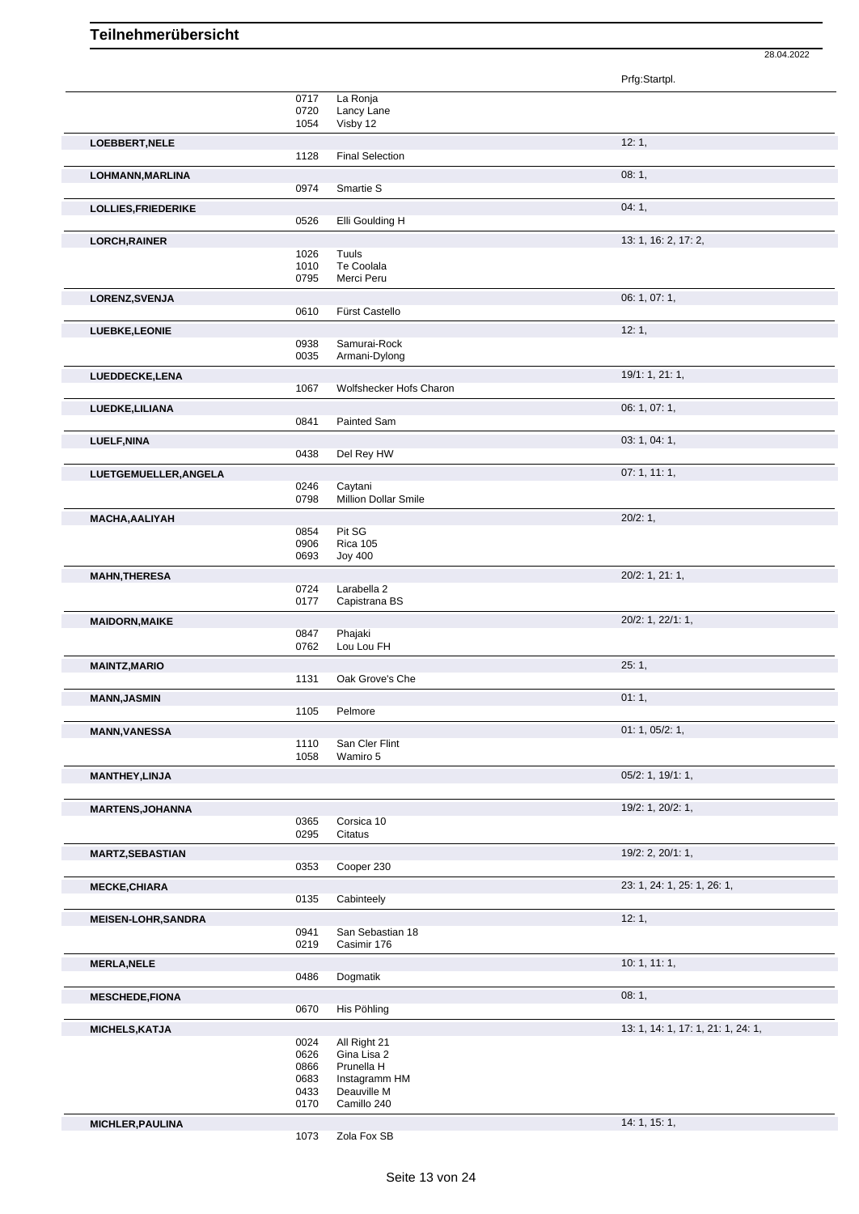# Teilnehmerübersicht

28.04.2022

| Name | Nr. | Pferd | Prfg:Startpl. |
|---|---|---|---|
| | 0717 | La Ronja | |
| | 0720 | Lancy Lane | |
| | 1054 | Visby 12 | |
| **LOEBBERT,NELE** | | | 12: 1, |
| | 1128 | Final Selection | |
| **LOHMANN,MARLINA** | | | 08: 1, |
| | 0974 | Smartie S | |
| **LOLLIES,FRIEDERIKE** | | | 04: 1, |
| | 0526 | Elli Goulding H | |
| **LORCH,RAINER** | | | 13: 1, 16: 2, 17: 2, |
| | 1026 | Tuuls | |
| | 1010 | Te Coolala | |
| | 0795 | Merci Peru | |
| **LORENZ,SVENJA** | | | 06: 1, 07: 1, |
| | 0610 | Fürst Castello | |
| **LUEBKE,LEONIE** | | | 12: 1, |
| | 0938 | Samurai-Rock | |
| | 0035 | Armani-Dylong | |
| **LUEDDECKE,LENA** | | | 19/1: 1, 21: 1, |
| | 1067 | Wolfshecker Hofs Charon | |
| **LUEDKE,LILIANA** | | | 06: 1, 07: 1, |
| | 0841 | Painted Sam | |
| **LUELF,NINA** | | | 03: 1, 04: 1, |
| | 0438 | Del Rey HW | |
| **LUETGEMUELLER,ANGELA** | | | 07: 1, 11: 1, |
| | 0246 | Caytani | |
| | 0798 | Million Dollar Smile | |
| **MACHA,AALIYAH** | | | 20/2: 1, |
| | 0854 | Pit SG | |
| | 0906 | Rica 105 | |
| | 0693 | Joy 400 | |
| **MAHN,THERESA** | | | 20/2: 1, 21: 1, |
| | 0724 | Larabella 2 | |
| | 0177 | Capistrana BS | |
| **MAIDORN,MAIKE** | | | 20/2: 1, 22/1: 1, |
| | 0847 | Phajaki | |
| | 0762 | Lou Lou FH | |
| **MAINTZ,MARIO** | | | 25: 1, |
| | 1131 | Oak Grove's Che | |
| **MANN,JASMIN** | | | 01: 1, |
| | 1105 | Pelmore | |
| **MANN,VANESSA** | | | 01: 1, 05/2: 1, |
| | 1110 | San Cler Flint | |
| | 1058 | Wamiro 5 | |
| **MANTHEY,LINJA** | | | 05/2: 1, 19/1: 1, |
| **MARTENS,JOHANNA** | | | 19/2: 1, 20/2: 1, |
| | 0365 | Corsica 10 | |
| | 0295 | Citatus | |
| **MARTZ,SEBASTIAN** | | | 19/2: 2, 20/1: 1, |
| | 0353 | Cooper 230 | |
| **MECKE,CHIARA** | | | 23: 1, 24: 1, 25: 1, 26: 1, |
| | 0135 | Cabinteely | |
| **MEISEN-LOHR,SANDRA** | | | 12: 1, |
| | 0941 | San Sebastian 18 | |
| | 0219 | Casimir 176 | |
| **MERLA,NELE** | | | 10: 1, 11: 1, |
| | 0486 | Dogmatik | |
| **MESCHEDE,FIONA** | | | 08: 1, |
| | 0670 | His Pöhling | |
| **MICHELS,KATJA** | | | 13: 1, 14: 1, 17: 1, 21: 1, 24: 1, |
| | 0024 | All Right 21 | |
| | 0626 | Gina Lisa 2 | |
| | 0866 | Prunella H | |
| | 0683 | Instagramm HM | |
| | 0433 | Deauville M | |
| | 0170 | Camillo 240 | |
| **MICHLER,PAULINA** | | | 14: 1, 15: 1, |
| | 1073 | Zola Fox SB | |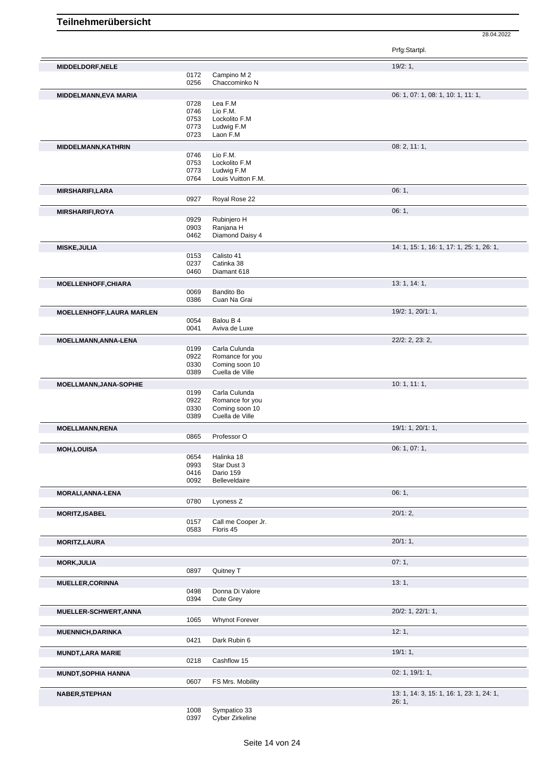# Teilnehmerübersicht

28.04.2022

| | | | Prfg:Startpl. |
|---|---|---|---|
| **MIDDELDORF,NELE** | | | 19/2: 1, |
| | 0172 | Campino M 2 | |
| | 0256 | Chaccominko N | |
| **MIDDELMANN,EVA MARIA** | | | 06: 1, 07: 1, 08: 1, 10: 1, 11: 1, |
| | 0728 | Lea F.M | |
| | 0746 | Lio F.M. | |
| | 0753 | Lockolito F.M | |
| | 0773 | Ludwig F.M | |
| | 0723 | Laon F.M | |
| **MIDDELMANN,KATHRIN** | | | 08: 2, 11: 1, |
| | 0746 | Lio F.M. | |
| | 0753 | Lockolito F.M | |
| | 0773 | Ludwig F.M | |
| | 0764 | Louis Vuitton F.M. | |
| **MIRSHARIFI,LARA** | | | 06: 1, |
| | 0927 | Royal Rose 22 | |
| **MIRSHARIFI,ROYA** | | | 06: 1, |
| | 0929 | Rubinjero H | |
| | 0903 | Ranjana H | |
| | 0462 | Diamond Daisy 4 | |
| **MISKE,JULIA** | | | 14: 1, 15: 1, 16: 1, 17: 1, 25: 1, 26: 1, |
| | 0153 | Calisto 41 | |
| | 0237 | Catinka 38 | |
| | 0460 | Diamant 618 | |
| **MOELLENHOFF,CHIARA** | | | 13: 1, 14: 1, |
| | 0069 | Bandito Bo | |
| | 0386 | Cuan Na Grai | |
| **MOELLENHOFF,LAURA MARLEN** | | | 19/2: 1, 20/1: 1, |
| | 0054 | Balou B 4 | |
| | 0041 | Aviva de Luxe | |
| **MOELLMANN,ANNA-LENA** | | | 22/2: 2, 23: 2, |
| | 0199 | Carla Culunda | |
| | 0922 | Romance for you | |
| | 0330 | Coming soon 10 | |
| | 0389 | Cuella de Ville | |
| **MOELLMANN,JANA-SOPHIE** | | | 10: 1, 11: 1, |
| | 0199 | Carla Culunda | |
| | 0922 | Romance for you | |
| | 0330 | Coming soon 10 | |
| | 0389 | Cuella de Ville | |
| **MOELLMANN,RENA** | | | 19/1: 1, 20/1: 1, |
| | 0865 | Professor O | |
| **MOH,LOUISA** | | | 06: 1, 07: 1, |
| | 0654 | Halinka 18 | |
| | 0993 | Star Dust 3 | |
| | 0416 | Dario 159 | |
| | 0092 | Belleveldaire | |
| **MORALI,ANNA-LENA** | | | 06: 1, |
| | 0780 | Lyoness Z | |
| **MORITZ,ISABEL** | | | 20/1: 2, |
| | 0157 | Call me Cooper Jr. | |
| | 0583 | Floris 45 | |
| **MORITZ,LAURA** | | | 20/1: 1, |
| **MORK,JULIA** | | | 07: 1, |
| | 0897 | Quitney T | |
| **MUELLER,CORINNA** | | | 13: 1, |
| | 0498 | Donna Di Valore | |
| | 0394 | Cute Grey | |
| **MUELLER-SCHWERT,ANNA** | | | 20/2: 1, 22/1: 1, |
| | 1065 | Whynot Forever | |
| **MUENNICH,DARINKA** | | | 12: 1, |
| | 0421 | Dark Rubin 6 | |
| **MUNDT,LARA MARIE** | | | 19/1: 1, |
| | 0218 | Cashflow 15 | |
| **MUNDT,SOPHIA HANNA** | | | 02: 1, 19/1: 1, |
| | 0607 | FS Mrs. Mobility | |
| **NABER,STEPHAN** | | | 13: 1, 14: 3, 15: 1, 16: 1, 23: 1, 24: 1, 26: 1, |
| | 1008 | Sympatico 33 | |
| | 0397 | Cyber Zirkeline | |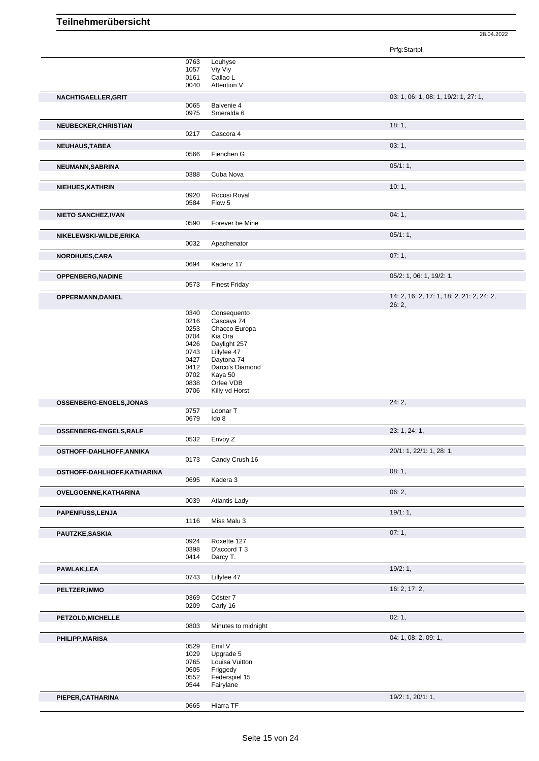# Teilnehmerübersicht

28.04.2022

| Name | Nr. | Pferd | Prfg:Startpl. |
|---|---|---|---|
| | 0763 | Louhyse | |
| | 1057 | Viy Viy | |
| | 0161 | Callao L | |
| | 0040 | Attention V | |
| **NACHTIGAELLER,GRIT** | | | 03: 1, 06: 1, 08: 1, 19/2: 1, 27: 1, |
| | 0065 | Balvenie 4 | |
| | 0975 | Smeralda 6 | |
| **NEUBECKER,CHRISTIAN** | | | 18: 1, |
| | 0217 | Cascora 4 | |
| **NEUHAUS,TABEA** | | | 03: 1, |
| | 0566 | Fienchen G | |
| **NEUMANN,SABRINA** | | | 05/1: 1, |
| | 0388 | Cuba Nova | |
| **NIEHUES,KATHRIN** | | | 10: 1, |
| | 0920 | Rocosi Royal | |
| | 0584 | Flow 5 | |
| **NIETO SANCHEZ,IVAN** | | | 04: 1, |
| | 0590 | Forever be Mine | |
| **NIKELEWSKI-WILDE,ERIKA** | | | 05/1: 1, |
| | 0032 | Apachenator | |
| **NORDHUES,CARA** | | | 07: 1, |
| | 0694 | Kadenz 17 | |
| **OPPENBERG,NADINE** | | | 05/2: 1, 06: 1, 19/2: 1, |
| | 0573 | Finest Friday | |
| **OPPERMANN,DANIEL** | | | 14: 2, 16: 2, 17: 1, 18: 2, 21: 2, 24: 2, 26: 2, |
| | 0340 | Consequento | |
| | 0216 | Cascaya 74 | |
| | 0253 | Chacco Europa | |
| | 0704 | Kia Ora | |
| | 0426 | Daylight 257 | |
| | 0743 | Lillyfee 47 | |
| | 0427 | Daytona 74 | |
| | 0412 | Darco's Diamond | |
| | 0702 | Kaya 50 | |
| | 0838 | Orfee VDB | |
| | 0706 | Killy vd Horst | |
| **OSSENBERG-ENGELS,JONAS** | | | 24: 2, |
| | 0757 | Loonar T | |
| | 0679 | Ido 8 | |
| **OSSENBERG-ENGELS,RALF** | | | 23: 1, 24: 1, |
| | 0532 | Envoy Z | |
| **OSTHOFF-DAHLHOFF,ANNIKA** | | | 20/1: 1, 22/1: 1, 28: 1, |
| | 0173 | Candy Crush 16 | |
| **OSTHOFF-DAHLHOFF,KATHARINA** | | | 08: 1, |
| | 0695 | Kadera 3 | |
| **OVELGOENNE,KATHARINA** | | | 06: 2, |
| | 0039 | Atlantis Lady | |
| **PAPENFUSS,LENJA** | | | 19/1: 1, |
| | 1116 | Miss Malu 3 | |
| **PAUTZKE,SASKIA** | | | 07: 1, |
| | 0924 | Roxette 127 | |
| | 0398 | D'accord T 3 | |
| | 0414 | Darcy T. | |
| **PAWLAK,LEA** | | | 19/2: 1, |
| | 0743 | Lillyfee 47 | |
| **PELTZER,IMMO** | | | 16: 2, 17: 2, |
| | 0369 | Cöster 7 | |
| | 0209 | Carly 16 | |
| **PETZOLD,MICHELLE** | | | 02: 1, |
| | 0803 | Minutes to midnight | |
| **PHILIPP,MARISA** | | | 04: 1, 08: 2, 09: 1, |
| | 0529 | Emil V | |
| | 1029 | Upgrade 5 | |
| | 0765 | Louisa Vuitton | |
| | 0605 | Friggedy | |
| | 0552 | Federspiel 15 | |
| | 0544 | Fairylane | |
| **PIEPER,CATHARINA** | | | 19/2: 1, 20/1: 1, |
| | 0665 | Hiarra TF | |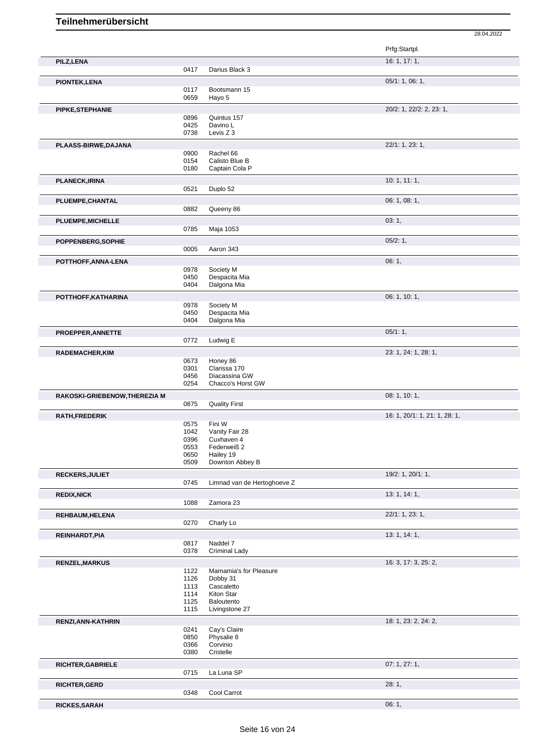# Teilnehmerübersicht

28.04.2022

| | | | Prfg:Startpl. |
|---|---|---|---|
| **PILZ,LENA** | | | 16: 1, 17: 1, |
| | 0417 | Darius Black 3 | |
| **PIONTEK,LENA** | | | 05/1: 1, 06: 1, |
| | 0117 | Bootsmann 15 | |
| | 0659 | Hayo 5 | |
| **PIPKE,STEPHANIE** | | | 20/2: 1, 22/2: 2, 23: 1, |
| | 0896 | Quintus 157 | |
| | 0425 | Davino L | |
| | 0738 | Levis Z 3 | |
| **PLAASS-BIRWE,DAJANA** | | | 22/1: 1, 23: 1, |
| | 0900 | Rachel 66 | |
| | 0154 | Calisto Blue B | |
| | 0180 | Captain Cola P | |
| **PLANECK,IRINA** | | | 10: 1, 11: 1, |
| | 0521 | Duplo 52 | |
| **PLUEMPE,CHANTAL** | | | 06: 1, 08: 1, |
| | 0882 | Queeny 86 | |
| **PLUEMPE,MICHELLE** | | | 03: 1, |
| | 0785 | Maja 1053 | |
| **POPPENBERG,SOPHIE** | | | 05/2: 1, |
| | 0005 | Aaron 343 | |
| **POTTHOFF,ANNA-LENA** | | | 06: 1, |
| | 0978 | Society M | |
| | 0450 | Despacita Mia | |
| | 0404 | Dalgona Mia | |
| **POTTHOFF,KATHARINA** | | | 06: 1, 10: 1, |
| | 0978 | Society M | |
| | 0450 | Despacita Mia | |
| | 0404 | Dalgona Mia | |
| **PROEPPER,ANNETTE** | | | 05/1: 1, |
| | 0772 | Ludwig E | |
| **RADEMACHER,KIM** | | | 23: 1, 24: 1, 28: 1, |
| | 0673 | Honey 86 | |
| | 0301 | Clarissa 170 | |
| | 0456 | Diacassina GW | |
| | 0254 | Chacco's Horst GW | |
| **RAKOSKI-GRIEBENOW,THEREZIA M** | | | 08: 1, 10: 1, |
| | 0875 | Quality First | |
| **RATH,FREDERIK** | | | 16: 1, 20/1: 1, 21: 1, 28: 1, |
| | 0575 | Fini W | |
| | 1042 | Vanity Fair 28 | |
| | 0396 | Cuxhaven 4 | |
| | 0553 | Federweiß 2 | |
| | 0650 | Hailey 19 | |
| | 0509 | Downton Abbey B | |
| **RECKERS,JULIET** | | | 19/2: 1, 20/1: 1, |
| | 0745 | Limnad van de Hertoghoeve Z | |
| **REDIX,NICK** | | | 13: 1, 14: 1, |
| | 1088 | Zamora 23 | |
| **REHBAUM,HELENA** | | | 22/1: 1, 23: 1, |
| | 0270 | Charly Lo | |
| **REINHARDT,PIA** | | | 13: 1, 14: 1, |
| | 0817 | Naddel 7 | |
| | 0378 | Criminal Lady | |
| **RENZEL,MARKUS** | | | 16: 3, 17: 3, 25: 2, |
| | 1122 | Mamamia's for Pleasure | |
| | 1126 | Dobby 31 | |
| | 1113 | Cascaletto | |
| | 1114 | Kiton Star | |
| | 1125 | Baloutento | |
| | 1115 | Livingstone 27 | |
| **RENZI,ANN-KATHRIN** | | | 18: 1, 23: 2, 24: 2, |
| | 0241 | Cay's Claire | |
| | 0850 | Physalie 8 | |
| | 0366 | Corvinio | |
| | 0380 | Cristelle | |
| **RICHTER,GABRIELE** | | | 07: 1, 27: 1, |
| | 0715 | La Luna SP | |
| **RICHTER,GERD** | | | 28: 1, |
| | 0348 | Cool Carrot | |
| **RICKES,SARAH** | | | 06: 1, |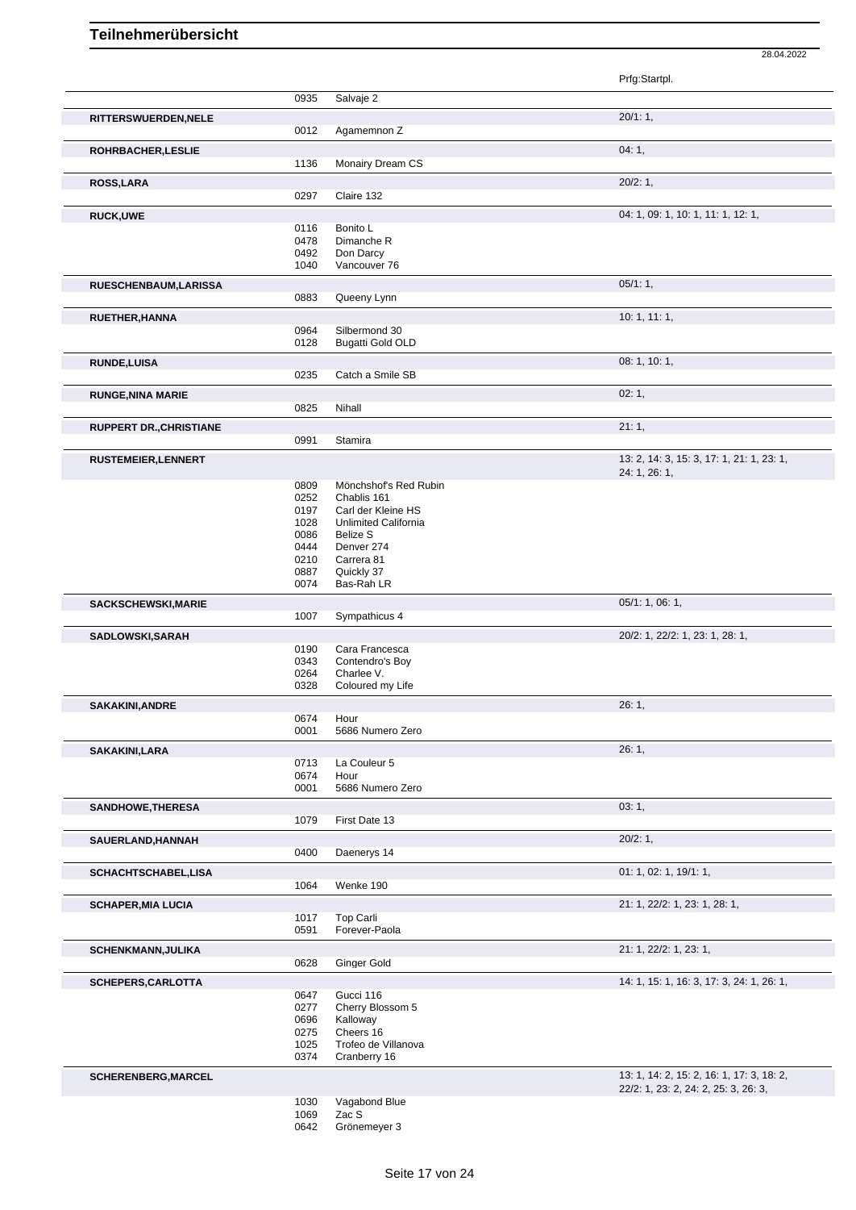# Teilnehmerübersicht

28.04.2022

| Teilnehmer | Nr. | Pferd | Prfg:Startpl. |
|---|---|---|---|
| | 0935 | Salvaje 2 | |
| **RITTERSWUERDEN,NELE** | | | 20/1: 1, |
| | 0012 | Agamemnon Z | |
| **ROHRBACHER,LESLIE** | | | 04: 1, |
| | 1136 | Monairy Dream CS | |
| **ROSS,LARA** | | | 20/2: 1, |
| | 0297 | Claire 132 | |
| **RUCK,UWE** | | | 04: 1, 09: 1, 10: 1, 11: 1, 12: 1, |
| | 0116 | Bonito L | |
| | 0478 | Dimanche R | |
| | 0492 | Don Darcy | |
| | 1040 | Vancouver 76 | |
| **RUESCHENBAUM,LARISSA** | | | 05/1: 1, |
| | 0883 | Queeny Lynn | |
| **RUETHER,HANNA** | | | 10: 1, 11: 1, |
| | 0964 | Silbermond 30 | |
| | 0128 | Bugatti Gold OLD | |
| **RUNDE,LUISA** | | | 08: 1, 10: 1, |
| | 0235 | Catch a Smile SB | |
| **RUNGE,NINA MARIE** | | | 02: 1, |
| | 0825 | Nihall | |
| **RUPPERT DR.,CHRISTIANE** | | | 21: 1, |
| | 0991 | Stamira | |
| **RUSTEMEIER,LENNERT** | | | 13: 2, 14: 3, 15: 3, 17: 1, 21: 1, 23: 1, 24: 1, 26: 1, |
| | 0809 | Mönchshof's Red Rubin | |
| | 0252 | Chablis 161 | |
| | 0197 | Carl der Kleine HS | |
| | 1028 | Unlimited California | |
| | 0086 | Belize S | |
| | 0444 | Denver 274 | |
| | 0210 | Carrera 81 | |
| | 0887 | Quickly 37 | |
| | 0074 | Bas-Rah LR | |
| **SACKSCHEWSKI,MARIE** | | | 05/1: 1, 06: 1, |
| | 1007 | Sympathicus 4 | |
| **SADLOWSKI,SARAH** | | | 20/2: 1, 22/2: 1, 23: 1, 28: 1, |
| | 0190 | Cara Francesca | |
| | 0343 | Contendro's Boy | |
| | 0264 | Charlee V. | |
| | 0328 | Coloured my Life | |
| **SAKAKINI,ANDRE** | | | 26: 1, |
| | 0674 | Hour | |
| | 0001 | 5686 Numero Zero | |
| **SAKAKINI,LARA** | | | 26: 1, |
| | 0713 | La Couleur 5 | |
| | 0674 | Hour | |
| | 0001 | 5686 Numero Zero | |
| **SANDHOWE,THERESA** | | | 03: 1, |
| | 1079 | First Date 13 | |
| **SAUERLAND,HANNAH** | | | 20/2: 1, |
| | 0400 | Daenerys 14 | |
| **SCHACHTSCHABEL,LISA** | | | 01: 1, 02: 1, 19/1: 1, |
| | 1064 | Wenke 190 | |
| **SCHAPER,MIA LUCIA** | | | 21: 1, 22/2: 1, 23: 1, 28: 1, |
| | 1017 | Top Carli | |
| | 0591 | Forever-Paola | |
| **SCHENKMANN,JULIKA** | | | 21: 1, 22/2: 1, 23: 1, |
| | 0628 | Ginger Gold | |
| **SCHEPERS,CARLOTTA** | | | 14: 1, 15: 1, 16: 3, 17: 3, 24: 1, 26: 1, |
| | 0647 | Gucci 116 | |
| | 0277 | Cherry Blossom 5 | |
| | 0696 | Kalloway | |
| | 0275 | Cheers 16 | |
| | 1025 | Trofeo de Villanova | |
| | 0374 | Cranberry 16 | |
| **SCHERENBERG,MARCEL** | | | 13: 1, 14: 2, 15: 2, 16: 1, 17: 3, 18: 2, 22/2: 1, 23: 2, 24: 2, 25: 3, 26: 3, |
| | 1030 | Vagabond Blue | |
| | 1069 | Zac S | |
| | 0642 | Grönemeyer 3 | |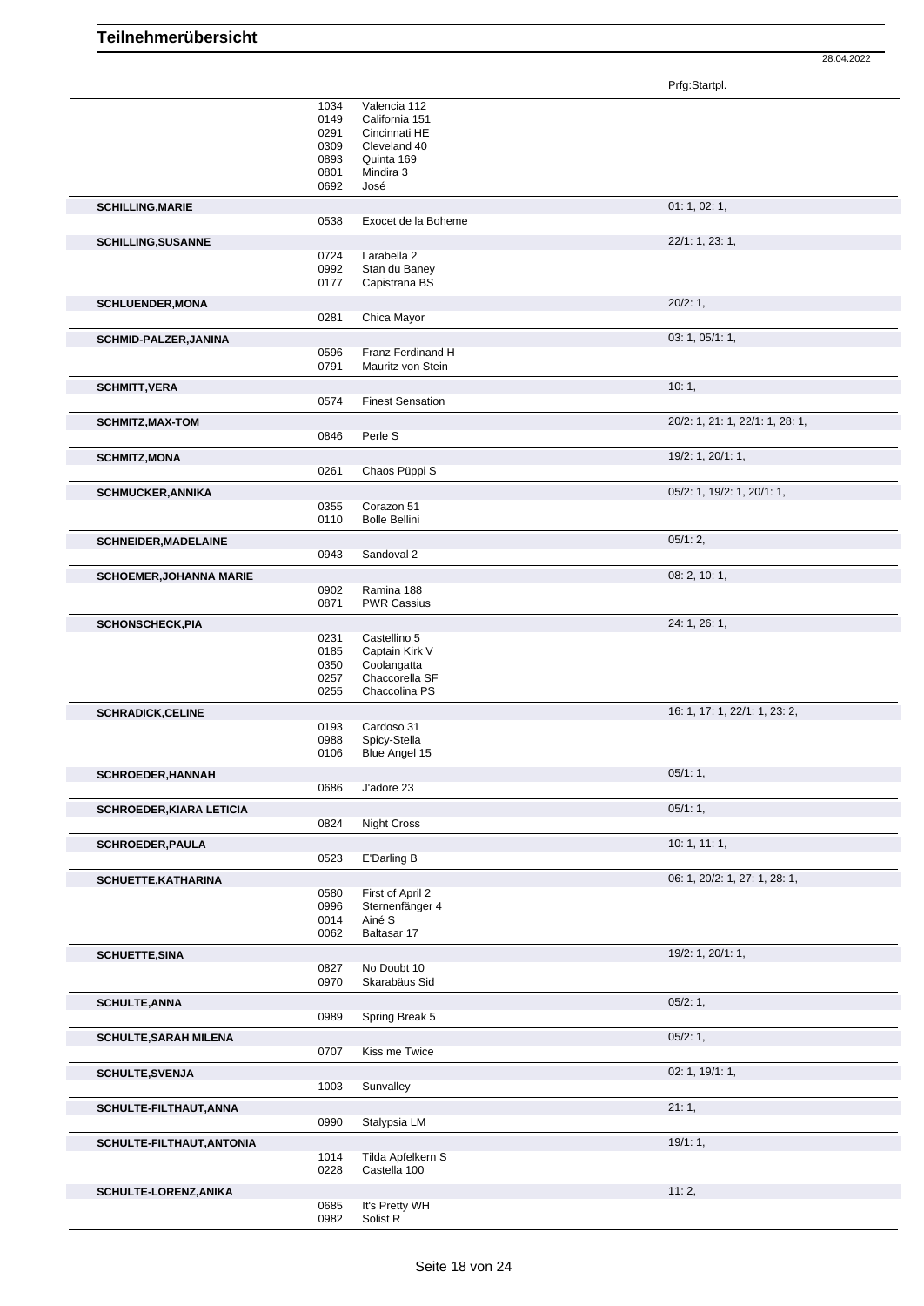# Teilnehmerübersicht

28.04.2022

| Teilnehmer | Nr. | Pferd | Prfg:Startpl. |
|---|---|---|---|
| | 1034 | Valencia 112 | |
| | 0149 | California 151 | |
| | 0291 | Cincinnati HE | |
| | 0309 | Cleveland 40 | |
| | 0893 | Quinta 169 | |
| | 0801 | Mindira 3 | |
| | 0692 | José | |
| **SCHILLING,MARIE** | | | 01: 1, 02: 1, |
| | 0538 | Exocet de la Boheme | |
| **SCHILLING,SUSANNE** | | | 22/1: 1, 23: 1, |
| | 0724 | Larabella 2 | |
| | 0992 | Stan du Baney | |
| | 0177 | Capistrana BS | |
| **SCHLUENDER,MONA** | | | 20/2: 1, |
| | 0281 | Chica Mayor | |
| **SCHMID-PALZER,JANINA** | | | 03: 1, 05/1: 1, |
| | 0596 | Franz Ferdinand H | |
| | 0791 | Mauritz von Stein | |
| **SCHMITT,VERA** | | | 10: 1, |
| | 0574 | Finest Sensation | |
| **SCHMITZ,MAX-TOM** | | | 20/2: 1, 21: 1, 22/1: 1, 28: 1, |
| | 0846 | Perle S | |
| **SCHMITZ,MONA** | | | 19/2: 1, 20/1: 1, |
| | 0261 | Chaos Püppi S | |
| **SCHMUCKER,ANNIKA** | | | 05/2: 1, 19/2: 1, 20/1: 1, |
| | 0355 | Corazon 51 | |
| | 0110 | Bolle Bellini | |
| **SCHNEIDER,MADELAINE** | | | 05/1: 2, |
| | 0943 | Sandoval 2 | |
| **SCHOEMER,JOHANNA MARIE** | | | 08: 2, 10: 1, |
| | 0902 | Ramina 188 | |
| | 0871 | PWR Cassius | |
| **SCHONSCHECK,PIA** | | | 24: 1, 26: 1, |
| | 0231 | Castellino 5 | |
| | 0185 | Captain Kirk V | |
| | 0350 | Coolangatta | |
| | 0257 | Chaccorella SF | |
| | 0255 | Chaccolina PS | |
| **SCHRADICK,CELINE** | | | 16: 1, 17: 1, 22/1: 1, 23: 2, |
| | 0193 | Cardoso 31 | |
| | 0988 | Spicy-Stella | |
| | 0106 | Blue Angel 15 | |
| **SCHROEDER,HANNAH** | | | 05/1: 1, |
| | 0686 | J'adore 23 | |
| **SCHROEDER,KIARA LETICIA** | | | 05/1: 1, |
| | 0824 | Night Cross | |
| **SCHROEDER,PAULA** | | | 10: 1, 11: 1, |
| | 0523 | E'Darling B | |
| **SCHUETTE,KATHARINA** | | | 06: 1, 20/2: 1, 27: 1, 28: 1, |
| | 0580 | First of April 2 | |
| | 0996 | Sternenfänger 4 | |
| | 0014 | Ainé S | |
| | 0062 | Baltasar 17 | |
| **SCHUETTE,SINA** | | | 19/2: 1, 20/1: 1, |
| | 0827 | No Doubt 10 | |
| | 0970 | Skarabäus Sid | |
| **SCHULTE,ANNA** | | | 05/2: 1, |
| | 0989 | Spring Break 5 | |
| **SCHULTE,SARAH MILENA** | | | 05/2: 1, |
| | 0707 | Kiss me Twice | |
| **SCHULTE,SVENJA** | | | 02: 1, 19/1: 1, |
| | 1003 | Sunvalley | |
| **SCHULTE-FILTHAUT,ANNA** | | | 21: 1, |
| | 0990 | Stalypsia LM | |
| **SCHULTE-FILTHAUT,ANTONIA** | | | 19/1: 1, |
| | 1014 | Tilda Apfelkern S | |
| | 0228 | Castella 100 | |
| **SCHULTE-LORENZ,ANIKA** | | | 11: 2, |
| | 0685 | It's Pretty WH | |
| | 0982 | Solist R | |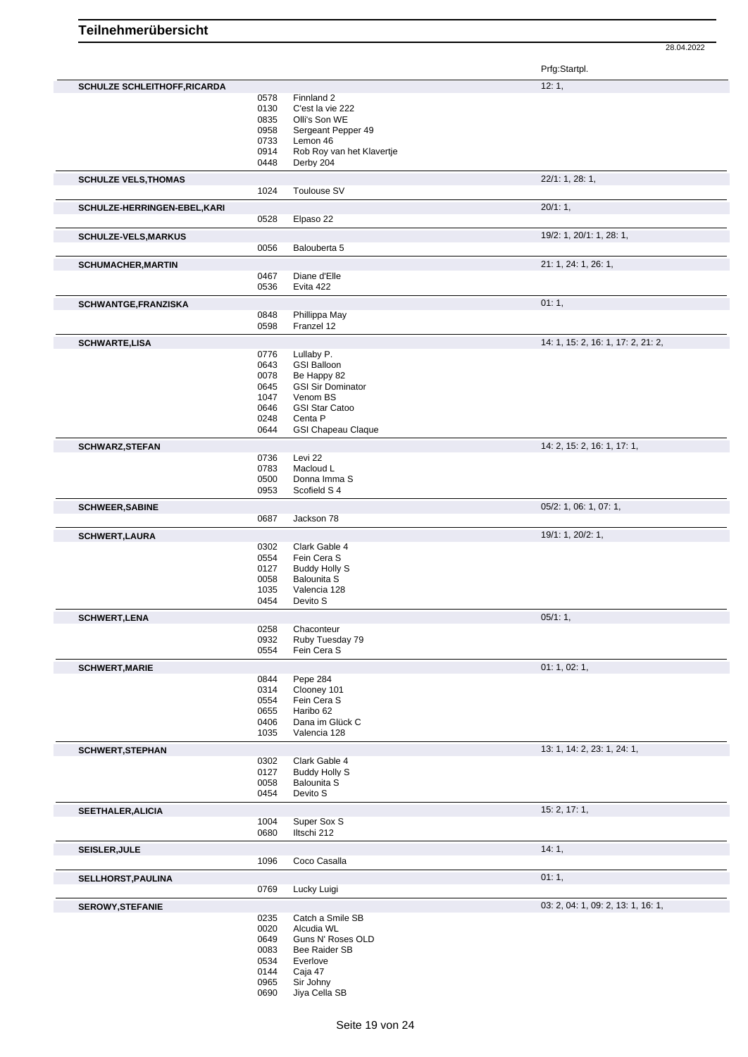# Teilnehmerübersicht

28.04.2022

| Name | Nr. | Pferd | Prfg:Startpl. |
|---|---|---|---|
| **SCHULZE SCHLEITHOFF,RICARDA** | | | 12: 1, |
| | 0578 | Finnland 2 | |
| | 0130 | C'est la vie 222 | |
| | 0835 | Olli's Son WE | |
| | 0958 | Sergeant Pepper 49 | |
| | 0733 | Lemon 46 | |
| | 0914 | Rob Roy van het Klavertje | |
| | 0448 | Derby 204 | |
| **SCHULZE VELS,THOMAS** | | | 22/1: 1, 28: 1, |
| | 1024 | Toulouse SV | |
| **SCHULZE-HERRINGEN-EBEL,KARI** | | | 20/1: 1, |
| | 0528 | Elpaso 22 | |
| **SCHULZE-VELS,MARKUS** | | | 19/2: 1, 20/1: 1, 28: 1, |
| | 0056 | Balouberta 5 | |
| **SCHUMACHER,MARTIN** | | | 21: 1, 24: 1, 26: 1, |
| | 0467 | Diane d'Elle | |
| | 0536 | Evita 422 | |
| **SCHWANTGE,FRANZISKA** | | | 01: 1, |
| | 0848 | Phillippa May | |
| | 0598 | Franzel 12 | |
| **SCHWARTE,LISA** | | | 14: 1, 15: 2, 16: 1, 17: 2, 21: 2, |
| | 0776 | Lullaby P. | |
| | 0643 | GSI Balloon | |
| | 0078 | Be Happy 82 | |
| | 0645 | GSI Sir Dominator | |
| | 1047 | Venom BS | |
| | 0646 | GSI Star Catoo | |
| | 0248 | Centa P | |
| | 0644 | GSI Chapeau Claque | |
| **SCHWARZ,STEFAN** | | | 14: 2, 15: 2, 16: 1, 17: 1, |
| | 0736 | Levi 22 | |
| | 0783 | Macloud L | |
| | 0500 | Donna Imma S | |
| | 0953 | Scofield S 4 | |
| **SCHWEER,SABINE** | | | 05/2: 1, 06: 1, 07: 1, |
| | 0687 | Jackson 78 | |
| **SCHWERT,LAURA** | | | 19/1: 1, 20/2: 1, |
| | 0302 | Clark Gable 4 | |
| | 0554 | Fein Cera S | |
| | 0127 | Buddy Holly S | |
| | 0058 | Balounita S | |
| | 1035 | Valencia 128 | |
| | 0454 | Devito S | |
| **SCHWERT,LENA** | | | 05/1: 1, |
| | 0258 | Chaconteur | |
| | 0932 | Ruby Tuesday 79 | |
| | 0554 | Fein Cera S | |
| **SCHWERT,MARIE** | | | 01: 1, 02: 1, |
| | 0844 | Pepe 284 | |
| | 0314 | Clooney 101 | |
| | 0554 | Fein Cera S | |
| | 0655 | Haribo 62 | |
| | 0406 | Dana im Glück C | |
| | 1035 | Valencia 128 | |
| **SCHWERT,STEPHAN** | | | 13: 1, 14: 2, 23: 1, 24: 1, |
| | 0302 | Clark Gable 4 | |
| | 0127 | Buddy Holly S | |
| | 0058 | Balounita S | |
| | 0454 | Devito S | |
| **SEETHALER,ALICIA** | | | 15: 2, 17: 1, |
| | 1004 | Super Sox S | |
| | 0680 | Iltschi 212 | |
| **SEISLER,JULE** | | | 14: 1, |
| | 1096 | Coco Casalla | |
| **SELLHORST,PAULINA** | | | 01: 1, |
| | 0769 | Lucky Luigi | |
| **SEROWY,STEFANIE** | | | 03: 2, 04: 1, 09: 2, 13: 1, 16: 1, |
| | 0235 | Catch a Smile SB | |
| | 0020 | Alcudia WL | |
| | 0649 | Guns N' Roses OLD | |
| | 0083 | Bee Raider SB | |
| | 0534 | Everlove | |
| | 0144 | Caja 47 | |
| | 0965 | Sir Johny | |
| | 0690 | Jiya Cella SB | |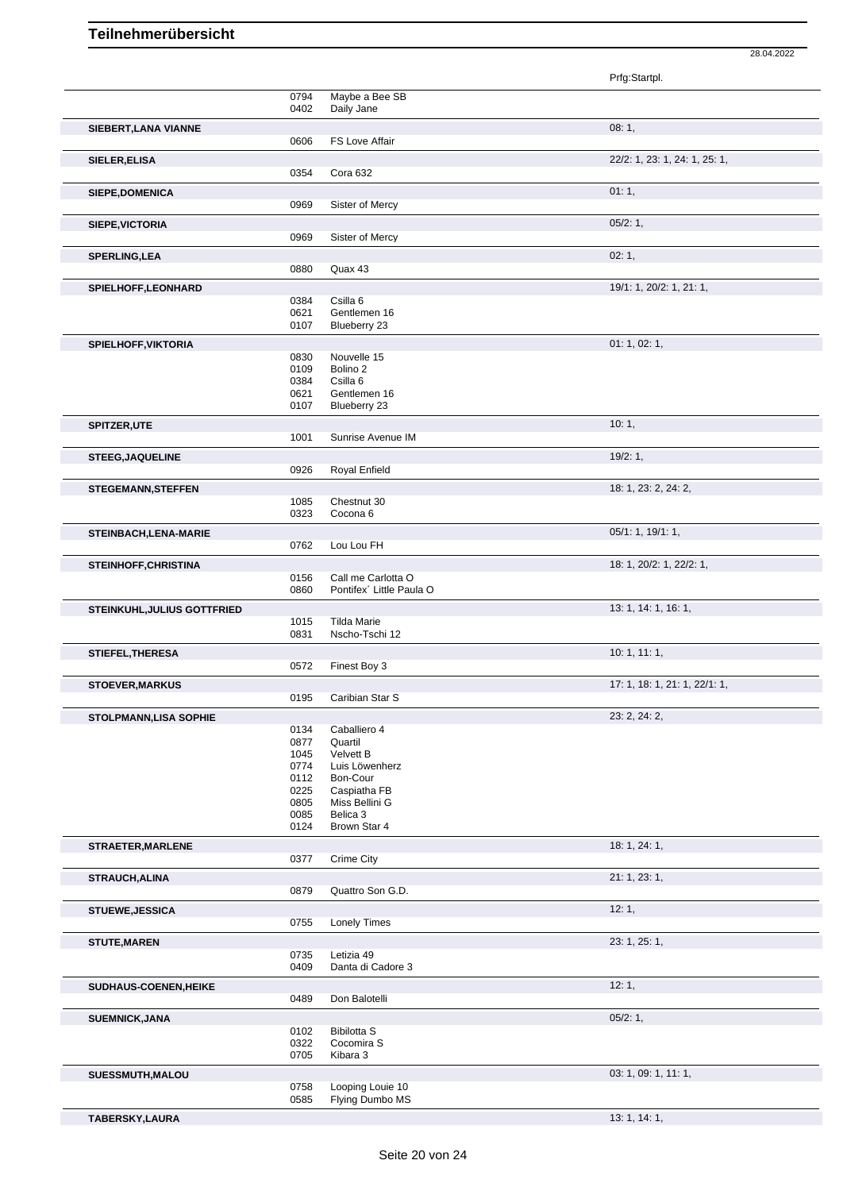# Teilnehmerübersicht

28.04.2022

| Name | Nr. | Pferd | Prfg:Startpl. |
|---|---|---|---|
| | 0794 | Maybe a Bee SB | |
| | 0402 | Daily Jane | |
| **SIEBERT,LANA VIANNE** | | | 08: 1, |
| | 0606 | FS Love Affair | |
| **SIELER,ELISA** | | | 22/2: 1, 23: 1, 24: 1, 25: 1, |
| | 0354 | Cora 632 | |
| **SIEPE,DOMENICA** | | | 01: 1, |
| | 0969 | Sister of Mercy | |
| **SIEPE,VICTORIA** | | | 05/2: 1, |
| | 0969 | Sister of Mercy | |
| **SPERLING,LEA** | | | 02: 1, |
| | 0880 | Quax 43 | |
| **SPIELHOFF,LEONHARD** | | | 19/1: 1, 20/2: 1, 21: 1, |
| | 0384 | Csilla 6 | |
| | 0621 | Gentlemen 16 | |
| | 0107 | Blueberry 23 | |
| **SPIELHOFF,VIKTORIA** | | | 01: 1, 02: 1, |
| | 0830 | Nouvelle 15 | |
| | 0109 | Bolino 2 | |
| | 0384 | Csilla 6 | |
| | 0621 | Gentlemen 16 | |
| | 0107 | Blueberry 23 | |
| **SPITZER,UTE** | | | 10: 1, |
| | 1001 | Sunrise Avenue IM | |
| **STEEG,JAQUELINE** | | | 19/2: 1, |
| | 0926 | Royal Enfield | |
| **STEGEMANN,STEFFEN** | | | 18: 1, 23: 2, 24: 2, |
| | 1085 | Chestnut 30 | |
| | 0323 | Cocona 6 | |
| **STEINBACH,LENA-MARIE** | | | 05/1: 1, 19/1: 1, |
| | 0762 | Lou Lou FH | |
| **STEINHOFF,CHRISTINA** | | | 18: 1, 20/2: 1, 22/2: 1, |
| | 0156 | Call me Carlotta O | |
| | 0860 | Pontifex´ Little Paula O | |
| **STEINKUHL,JULIUS GOTTFRIED** | | | 13: 1, 14: 1, 16: 1, |
| | 1015 | Tilda Marie | |
| | 0831 | Nscho-Tschi 12 | |
| **STIEFEL,THERESA** | | | 10: 1, 11: 1, |
| | 0572 | Finest Boy 3 | |
| **STOEVER,MARKUS** | | | 17: 1, 18: 1, 21: 1, 22/1: 1, |
| | 0195 | Caribian Star S | |
| **STOLPMANN,LISA SOPHIE** | | | 23: 2, 24: 2, |
| | 0134 | Caballiero 4 | |
| | 0877 | Quartil | |
| | 1045 | Velvett B | |
| | 0774 | Luis Löwenherz | |
| | 0112 | Bon-Cour | |
| | 0225 | Caspiatha FB | |
| | 0805 | Miss Bellini G | |
| | 0085 | Belica 3 | |
| | 0124 | Brown Star 4 | |
| **STRAETER,MARLENE** | | | 18: 1, 24: 1, |
| | 0377 | Crime City | |
| **STRAUCH,ALINA** | | | 21: 1, 23: 1, |
| | 0879 | Quattro Son G.D. | |
| **STUEWE,JESSICA** | | | 12: 1, |
| | 0755 | Lonely Times | |
| **STUTE,MAREN** | | | 23: 1, 25: 1, |
| | 0735 | Letizia 49 | |
| | 0409 | Danta di Cadore 3 | |
| **SUDHAUS-COENEN,HEIKE** | | | 12: 1, |
| | 0489 | Don Balotelli | |
| **SUEMNICK,JANA** | | | 05/2: 1, |
| | 0102 | Bibilotta S | |
| | 0322 | Cocomira S | |
| | 0705 | Kibara 3 | |
| **SUESSMUTH,MALOU** | | | 03: 1, 09: 1, 11: 1, |
| | 0758 | Looping Louie 10 | |
| | 0585 | Flying Dumbo MS | |
| **TABERSKY,LAURA** | | | 13: 1, 14: 1, |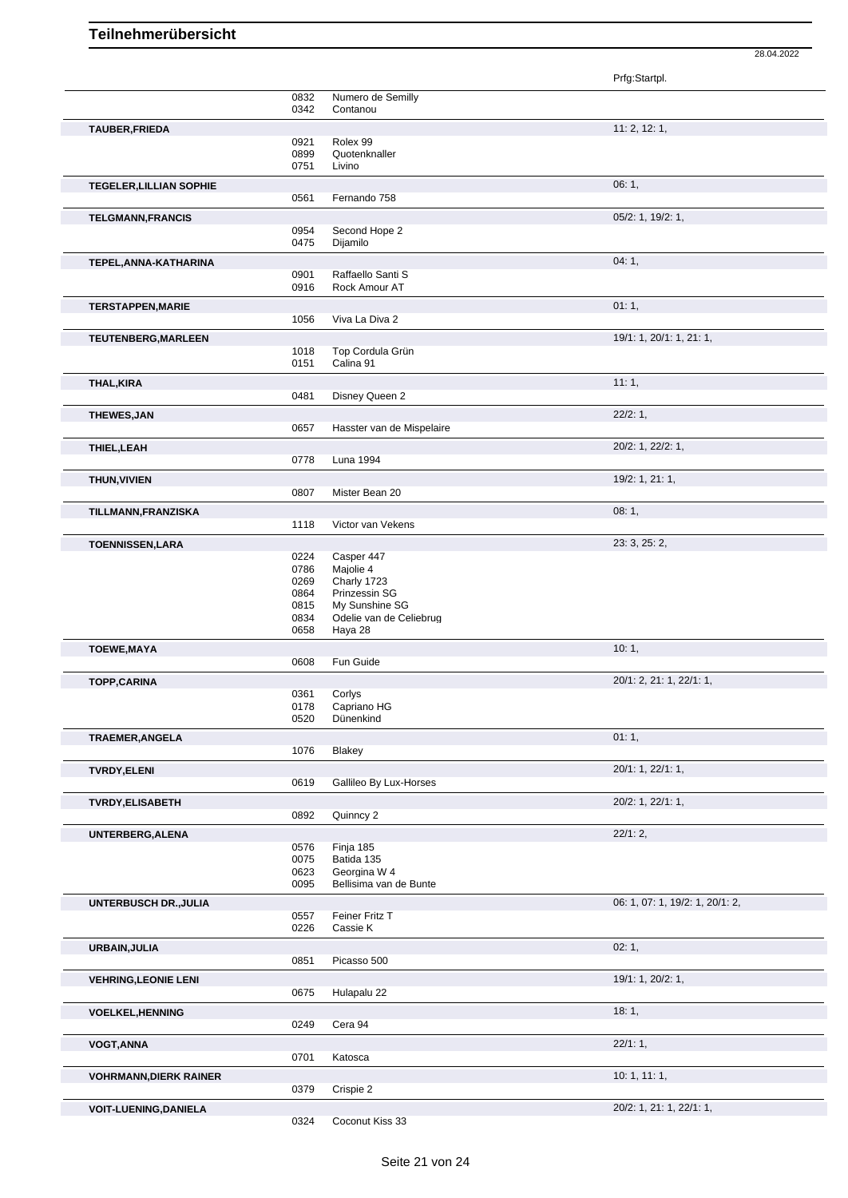# Teilnehmerübersicht

28.04.2022

| Teilnehmer | Nr. | Pferd | Prfg:Startpl. |
|---|---|---|---|
| | 0832 | Numero de Semilly | |
| | 0342 | Contanou | |
| **TAUBER,FRIEDA** | | | 11: 2, 12: 1, |
| | 0921 | Rolex 99 | |
| | 0899 | Quotenknaller | |
| | 0751 | Livino | |
| **TEGELER,LILLIAN SOPHIE** | | | 06: 1, |
| | 0561 | Fernando 758 | |
| **TELGMANN,FRANCIS** | | | 05/2: 1, 19/2: 1, |
| | 0954 | Second Hope 2 | |
| | 0475 | Dijamilo | |
| **TEPEL,ANNA-KATHARINA** | | | 04: 1, |
| | 0901 | Raffaello Santi S | |
| | 0916 | Rock Amour AT | |
| **TERSTAPPEN,MARIE** | | | 01: 1, |
| | 1056 | Viva La Diva 2 | |
| **TEUTENBERG,MARLEEN** | | | 19/1: 1, 20/1: 1, 21: 1, |
| | 1018 | Top Cordula Grün | |
| | 0151 | Calina 91 | |
| **THAL,KIRA** | | | 11: 1, |
| | 0481 | Disney Queen 2 | |
| **THEWES,JAN** | | | 22/2: 1, |
| | 0657 | Hasster van de Mispelaire | |
| **THIEL,LEAH** | | | 20/2: 1, 22/2: 1, |
| | 0778 | Luna 1994 | |
| **THUN,VIVIEN** | | | 19/2: 1, 21: 1, |
| | 0807 | Mister Bean 20 | |
| **TILLMANN,FRANZISKA** | | | 08: 1, |
| | 1118 | Victor van Vekens | |
| **TOENNISSEN,LARA** | | | 23: 3, 25: 2, |
| | 0224 | Casper 447 | |
| | 0786 | Majolie 4 | |
| | 0269 | Charly 1723 | |
| | 0864 | Prinzessin SG | |
| | 0815 | My Sunshine SG | |
| | 0834 | Odelie van de Celiebrug | |
| | 0658 | Haya 28 | |
| **TOEWE,MAYA** | | | 10: 1, |
| | 0608 | Fun Guide | |
| **TOPP,CARINA** | | | 20/1: 2, 21: 1, 22/1: 1, |
| | 0361 | Corlys | |
| | 0178 | Capriano HG | |
| | 0520 | Dünenkind | |
| **TRAEMER,ANGELA** | | | 01: 1, |
| | 1076 | Blakey | |
| **TVRDY,ELENI** | | | 20/1: 1, 22/1: 1, |
| | 0619 | Gallileo By Lux-Horses | |
| **TVRDY,ELISABETH** | | | 20/2: 1, 22/1: 1, |
| | 0892 | Quinncy 2 | |
| **UNTERBERG,ALENA** | | | 22/1: 2, |
| | 0576 | Finja 185 | |
| | 0075 | Batida 135 | |
| | 0623 | Georgina W 4 | |
| | 0095 | Bellisima van de Bunte | |
| **UNTERBUSCH DR.,JULIA** | | | 06: 1, 07: 1, 19/2: 1, 20/1: 2, |
| | 0557 | Feiner Fritz T | |
| | 0226 | Cassie K | |
| **URBAIN,JULIA** | | | 02: 1, |
| | 0851 | Picasso 500 | |
| **VEHRING,LEONIE LENI** | | | 19/1: 1, 20/2: 1, |
| | 0675 | Hulapalu 22 | |
| **VOELKEL,HENNING** | | | 18: 1, |
| | 0249 | Cera 94 | |
| **VOGT,ANNA** | | | 22/1: 1, |
| | 0701 | Katosca | |
| **VOHRMANN,DIERK RAINER** | | | 10: 1, 11: 1, |
| | 0379 | Crispie 2 | |
| **VOIT-LUENING,DANIELA** | | | 20/2: 1, 21: 1, 22/1: 1, |
| | 0324 | Coconut Kiss 33 | |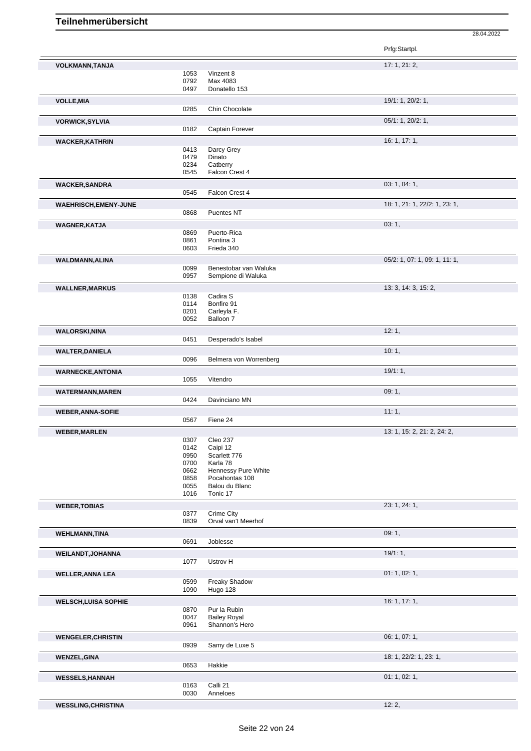# Teilnehmerübersicht

28.04.2022

| Name | Nr. | Pferd | Prfg:Startpl. |
|---|---|---|---|
| **VOLKMANN,TANJA** | | | 17: 1, 21: 2, |
| | 1053 | Vinzent 8 | |
| | 0792 | Max 4083 | |
| | 0497 | Donatello 153 | |
| **VOLLE,MIA** | | | 19/1: 1, 20/2: 1, |
| | 0285 | Chin Chocolate | |
| **VORWICK,SYLVIA** | | | 05/1: 1, 20/2: 1, |
| | 0182 | Captain Forever | |
| **WACKER,KATHRIN** | | | 16: 1, 17: 1, |
| | 0413 | Darcy Grey | |
| | 0479 | Dinato | |
| | 0234 | Catberry | |
| | 0545 | Falcon Crest 4 | |
| **WACKER,SANDRA** | | | 03: 1, 04: 1, |
| | 0545 | Falcon Crest 4 | |
| **WAEHRISCH,EMENY-JUNE** | | | 18: 1, 21: 1, 22/2: 1, 23: 1, |
| | 0868 | Puentes NT | |
| **WAGNER,KATJA** | | | 03: 1, |
| | 0869 | Puerto-Rica | |
| | 0861 | Pontina 3 | |
| | 0603 | Frieda 340 | |
| **WALDMANN,ALINA** | | | 05/2: 1, 07: 1, 09: 1, 11: 1, |
| | 0099 | Benestobar van Waluka | |
| | 0957 | Sempione di Waluka | |
| **WALLNER,MARKUS** | | | 13: 3, 14: 3, 15: 2, |
| | 0138 | Cadira S | |
| | 0114 | Bonfire 91 | |
| | 0201 | Carleyla F. | |
| | 0052 | Balloon 7 | |
| **WALORSKI,NINA** | | | 12: 1, |
| | 0451 | Desperado's Isabel | |
| **WALTER,DANIELA** | | | 10: 1, |
| | 0096 | Belmera von Worrenberg | |
| **WARNECKE,ANTONIA** | | | 19/1: 1, |
| | 1055 | Vitendro | |
| **WATERMANN,MAREN** | | | 09: 1, |
| | 0424 | Davinciano MN | |
| **WEBER,ANNA-SOFIE** | | | 11: 1, |
| | 0567 | Fiene 24 | |
| **WEBER,MARLEN** | | | 13: 1, 15: 2, 21: 2, 24: 2, |
| | 0307 | Cleo 237 | |
| | 0142 | Caipi 12 | |
| | 0950 | Scarlett 776 | |
| | 0700 | Karla 78 | |
| | 0662 | Hennessy Pure White | |
| | 0858 | Pocahontas 108 | |
| | 0055 | Balou du Blanc | |
| | 1016 | Tonic 17 | |
| **WEBER,TOBIAS** | | | 23: 1, 24: 1, |
| | 0377 | Crime City | |
| | 0839 | Orval van't Meerhof | |
| **WEHLMANN,TINA** | | | 09: 1, |
| | 0691 | Joblesse | |
| **WEILANDT,JOHANNA** | | | 19/1: 1, |
| | 1077 | Ustrov H | |
| **WELLER,ANNA LEA** | | | 01: 1, 02: 1, |
| | 0599 | Freaky Shadow | |
| | 1090 | Hugo 128 | |
| **WELSCH,LUISA SOPHIE** | | | 16: 1, 17: 1, |
| | 0870 | Pur la Rubin | |
| | 0047 | Bailey Royal | |
| | 0961 | Shannon's Hero | |
| **WENGELER,CHRISTIN** | | | 06: 1, 07: 1, |
| | 0939 | Samy de Luxe 5 | |
| **WENZEL,GINA** | | | 18: 1, 22/2: 1, 23: 1, |
| | 0653 | Hakkie | |
| **WESSELS,HANNAH** | | | 01: 1, 02: 1, |
| | 0163 | Calli 21 | |
| | 0030 | Anneloes | |
| **WESSLING,CHRISTINA** | | | 12: 2, |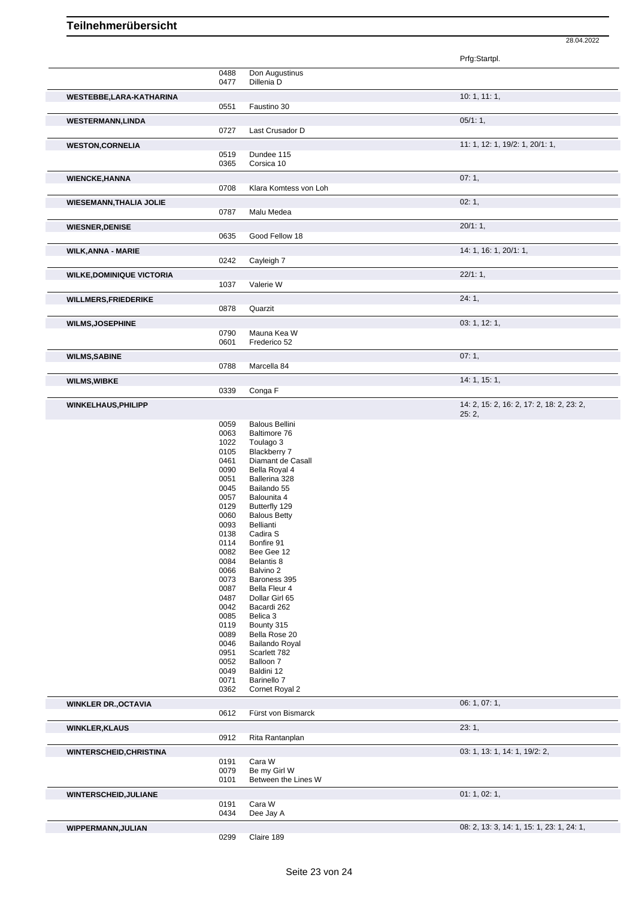# Teilnehmerübersicht

28.04.2022

| | | | Prfg:Startpl. |
|---|---|---|---|
| | 0488 | Don Augustinus | |
| | 0477 | Dillenia D | |
| **WESTEBBE,LARA-KATHARINA** | | | 10: 1, 11: 1, |
| | 0551 | Faustino 30 | |
| **WESTERMANN,LINDA** | | | 05/1: 1, |
| | 0727 | Last Crusador D | |
| **WESTON,CORNELIA** | | | 11: 1, 12: 1, 19/2: 1, 20/1: 1, |
| | 0519 | Dundee 115 | |
| | 0365 | Corsica 10 | |
| **WIENCKE,HANNA** | | | 07: 1, |
| | 0708 | Klara Komtess von Loh | |
| **WIESEMANN,THALIA JOLIE** | | | 02: 1, |
| | 0787 | Malu Medea | |
| **WIESNER,DENISE** | | | 20/1: 1, |
| | 0635 | Good Fellow 18 | |
| **WILK,ANNA - MARIE** | | | 14: 1, 16: 1, 20/1: 1, |
| | 0242 | Cayleigh 7 | |
| **WILKE,DOMINIQUE VICTORIA** | | | 22/1: 1, |
| | 1037 | Valerie W | |
| **WILLMERS,FRIEDERIKE** | | | 24: 1, |
| | 0878 | Quarzit | |
| **WILMS,JOSEPHINE** | | | 03: 1, 12: 1, |
| | 0790 | Mauna Kea W | |
| | 0601 | Frederico 52 | |
| **WILMS,SABINE** | | | 07: 1, |
| | 0788 | Marcella 84 | |
| **WILMS,WIBKE** | | | 14: 1, 15: 1, |
| | 0339 | Conga F | |
| **WINKELHAUS,PHILIPP** | | | 14: 2, 15: 2, 16: 2, 17: 2, 18: 2, 23: 2, 25: 2, |
| | 0059 | Balous Bellini | |
| | 0063 | Baltimore 76 | |
| | 1022 | Toulago 3 | |
| | 0105 | Blackberry 7 | |
| | 0461 | Diamant de Casall | |
| | 0090 | Bella Royal 4 | |
| | 0051 | Ballerina 328 | |
| | 0045 | Bailando 55 | |
| | 0057 | Balounita 4 | |
| | 0129 | Butterfly 129 | |
| | 0060 | Balous Betty | |
| | 0093 | Bellianti | |
| | 0138 | Cadira S | |
| | 0114 | Bonfire 91 | |
| | 0082 | Bee Gee 12 | |
| | 0084 | Belantis 8 | |
| | 0066 | Balvino 2 | |
| | 0073 | Baroness 395 | |
| | 0087 | Bella Fleur 4 | |
| | 0487 | Dollar Girl 65 | |
| | 0042 | Bacardi 262 | |
| | 0085 | Belica 3 | |
| | 0119 | Bounty 315 | |
| | 0089 | Bella Rose 20 | |
| | 0046 | Bailando Royal | |
| | 0951 | Scarlett 782 | |
| | 0052 | Balloon 7 | |
| | 0049 | Baldini 12 | |
| | 0071 | Barinello 7 | |
| | 0362 | Cornet Royal 2 | |
| **WINKLER DR.,OCTAVIA** | | | 06: 1, 07: 1, |
| | 0612 | Fürst von Bismarck | |
| **WINKLER,KLAUS** | | | 23: 1, |
| | 0912 | Rita Rantanplan | |
| **WINTERSCHEID,CHRISTINA** | | | 03: 1, 13: 1, 14: 1, 19/2: 2, |
| | 0191 | Cara W | |
| | 0079 | Be my Girl W | |
| | 0101 | Between the Lines W | |
| **WINTERSCHEID,JULIANE** | | | 01: 1, 02: 1, |
| | 0191 | Cara W | |
| | 0434 | Dee Jay A | |
| **WIPPERMANN,JULIAN** | | | 08: 2, 13: 3, 14: 1, 15: 1, 23: 1, 24: 1, |
| | 0299 | Claire 189 | |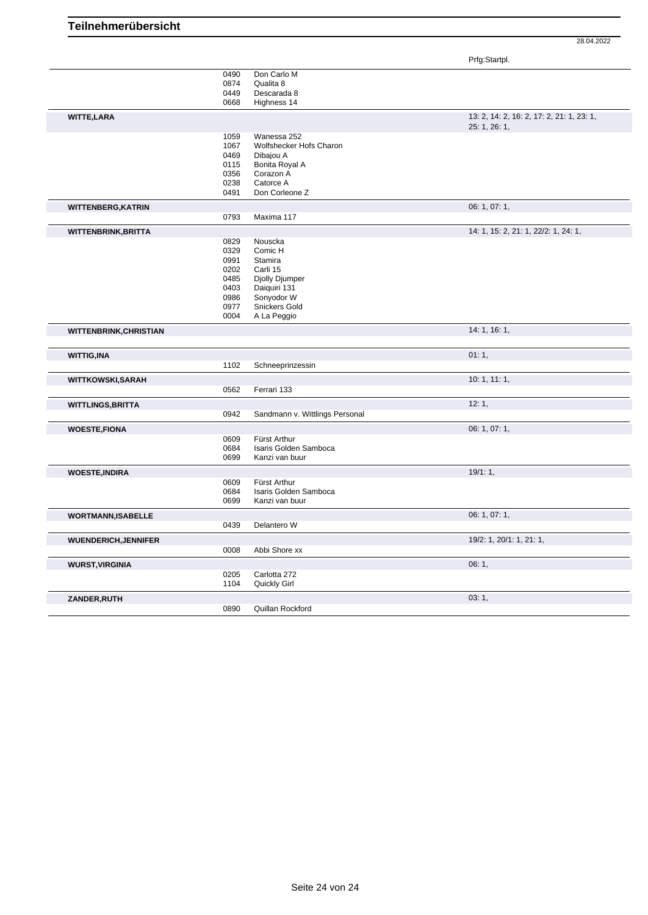# Teilnehmerübersicht

28.04.2022

| | | | Prfg:Startpl. |
|---|---|---|---|
| | 0490 | Don Carlo M | |
| | 0874 | Qualita 8 | |
| | 0449 | Descarada 8 | |
| | 0668 | Highness 14 | |
| **WITTE,LARA** | | | 13: 2, 14: 2, 16: 2, 17: 2, 21: 1, 23: 1, 25: 1, 26: 1, |
| | 1059 | Wanessa 252 | |
| | 1067 | Wolfshecker Hofs Charon | |
| | 0469 | Dibajou A | |
| | 0115 | Bonita Royal A | |
| | 0356 | Corazon A | |
| | 0238 | Catorce A | |
| | 0491 | Don Corleone Z | |
| **WITTENBERG,KATRIN** | | | 06: 1, 07: 1, |
| | 0793 | Maxima 117 | |
| **WITTENBRINK,BRITTA** | | | 14: 1, 15: 2, 21: 1, 22/2: 1, 24: 1, |
| | 0829 | Nouscka | |
| | 0329 | Comic H | |
| | 0991 | Stamira | |
| | 0202 | Carli 15 | |
| | 0485 | Djolly Djumper | |
| | 0403 | Daiquiri 131 | |
| | 0986 | Sonyodor W | |
| | 0977 | Snickers Gold | |
| | 0004 | A La Peggio | |
| **WITTENBRINK,CHRISTIAN** | | | 14: 1, 16: 1, |
| **WITTIG,INA** | | | 01: 1, |
| | 1102 | Schneeprinzessin | |
| **WITTKOWSKI,SARAH** | | | 10: 1, 11: 1, |
| | 0562 | Ferrari 133 | |
| **WITTLINGS,BRITTA** | | | 12: 1, |
| | 0942 | Sandmann v. Wittlings Personal | |
| **WOESTE,FIONA** | | | 06: 1, 07: 1, |
| | 0609 | Fürst Arthur | |
| | 0684 | Isaris Golden Samboca | |
| | 0699 | Kanzi van buur | |
| **WOESTE,INDIRA** | | | 19/1: 1, |
| | 0609 | Fürst Arthur | |
| | 0684 | Isaris Golden Samboca | |
| | 0699 | Kanzi van buur | |
| **WORTMANN,ISABELLE** | | | 06: 1, 07: 1, |
| | 0439 | Delantero W | |
| **WUENDERICH,JENNIFER** | | | 19/2: 1, 20/1: 1, 21: 1, |
| | 0008 | Abbi Shore xx | |
| **WURST,VIRGINIA** | | | 06: 1, |
| | 0205 | Carlotta 272 | |
| | 1104 | Quickly Girl | |
| **ZANDER,RUTH** | | | 03: 1, |
| | 0890 | Quillan Rockford | |